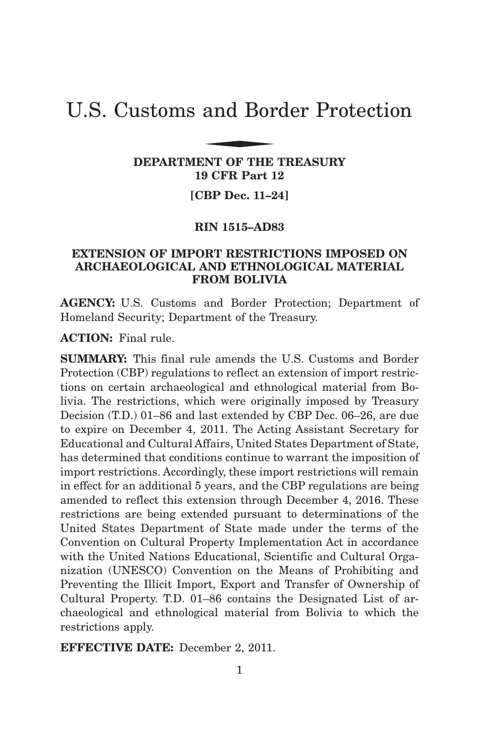# U.S. Customs and Border Protection

**DEPARTMENT OF THE TREASURY**
**19 CFR Part 12**

**[CBP Dec. 11–24]**

**RIN 1515–AD83**

## EXTENSION OF IMPORT RESTRICTIONS IMPOSED ON ARCHAEOLOGICAL AND ETHNOLOGICAL MATERIAL FROM BOLIVIA

**AGENCY:** U.S. Customs and Border Protection; Department of Homeland Security; Department of the Treasury.

**ACTION:** Final rule.

**SUMMARY:** This final rule amends the U.S. Customs and Border Protection (CBP) regulations to reflect an extension of import restrictions on certain archaeological and ethnological material from Bolivia. The restrictions, which were originally imposed by Treasury Decision (T.D.) 01–86 and last extended by CBP Dec. 06–26, are due to expire on December 4, 2011. The Acting Assistant Secretary for Educational and Cultural Affairs, United States Department of State, has determined that conditions continue to warrant the imposition of import restrictions. Accordingly, these import restrictions will remain in effect for an additional 5 years, and the CBP regulations are being amended to reflect this extension through December 4, 2016. These restrictions are being extended pursuant to determinations of the United States Department of State made under the terms of the Convention on Cultural Property Implementation Act in accordance with the United Nations Educational, Scientific and Cultural Organization (UNESCO) Convention on the Means of Prohibiting and Preventing the Illicit Import, Export and Transfer of Ownership of Cultural Property. T.D. 01–86 contains the Designated List of archaeological and ethnological material from Bolivia to which the restrictions apply.

**EFFECTIVE DATE:** December 2, 2011.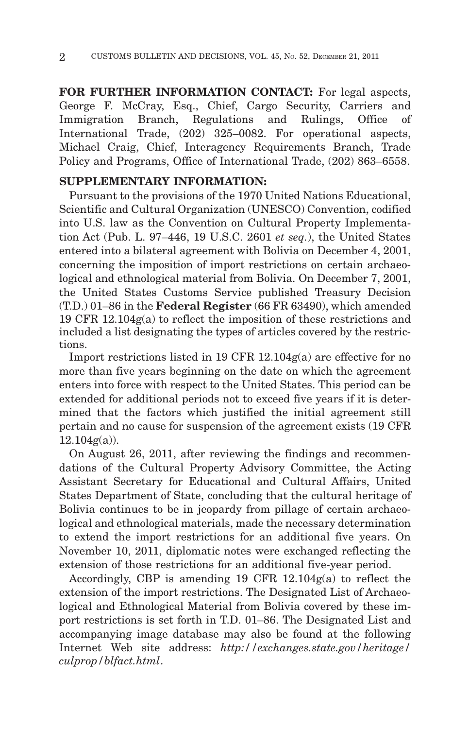**FOR FURTHER INFORMATION CONTACT:** For legal aspects, George F. McCray, Esq., Chief, Cargo Security, Carriers and Immigration Branch, Regulations and Rulings, Office of International Trade, (202) 325–0082. For operational aspects, Michael Craig, Chief, Interagency Requirements Branch, Trade Policy and Programs, Office of International Trade, (202) 863–6558.

**SUPPLEMENTARY INFORMATION:**

Pursuant to the provisions of the 1970 United Nations Educational, Scientific and Cultural Organization (UNESCO) Convention, codified into U.S. law as the Convention on Cultural Property Implementation Act (Pub. L. 97–446, 19 U.S.C. 2601 *et seq.*), the United States entered into a bilateral agreement with Bolivia on December 4, 2001, concerning the imposition of import restrictions on certain archaeological and ethnological material from Bolivia. On December 7, 2001, the United States Customs Service published Treasury Decision (T.D.) 01–86 in the **Federal Register** (66 FR 63490), which amended 19 CFR 12.104g(a) to reflect the imposition of these restrictions and included a list designating the types of articles covered by the restrictions.

Import restrictions listed in 19 CFR 12.104g(a) are effective for no more than five years beginning on the date on which the agreement enters into force with respect to the United States. This period can be extended for additional periods not to exceed five years if it is determined that the factors which justified the initial agreement still pertain and no cause for suspension of the agreement exists (19 CFR 12.104g(a)).

On August 26, 2011, after reviewing the findings and recommendations of the Cultural Property Advisory Committee, the Acting Assistant Secretary for Educational and Cultural Affairs, United States Department of State, concluding that the cultural heritage of Bolivia continues to be in jeopardy from pillage of certain archaeological and ethnological materials, made the necessary determination to extend the import restrictions for an additional five years. On November 10, 2011, diplomatic notes were exchanged reflecting the extension of those restrictions for an additional five-year period.

Accordingly, CBP is amending 19 CFR 12.104g(a) to reflect the extension of the import restrictions. The Designated List of Archaeological and Ethnological Material from Bolivia covered by these import restrictions is set forth in T.D. 01–86. The Designated List and accompanying image database may also be found at the following Internet Web site address: *http://exchanges.state.gov/heritage/culprop/blfact.html*.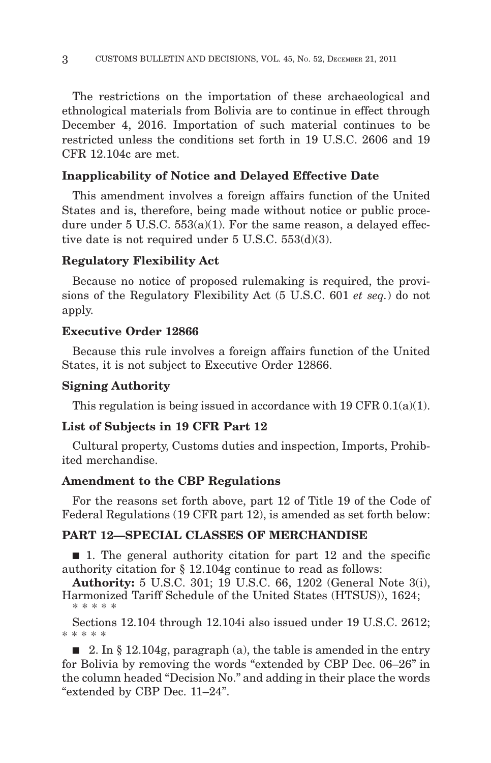The restrictions on the importation of these archaeological and ethnological materials from Bolivia are to continue in effect through December 4, 2016. Importation of such material continues to be restricted unless the conditions set forth in 19 U.S.C. 2606 and 19 CFR 12.104c are met.

## Inapplicability of Notice and Delayed Effective Date

This amendment involves a foreign affairs function of the United States and is, therefore, being made without notice or public procedure under 5 U.S.C. 553(a)(1). For the same reason, a delayed effective date is not required under 5 U.S.C. 553(d)(3).

## Regulatory Flexibility Act

Because no notice of proposed rulemaking is required, the provisions of the Regulatory Flexibility Act (5 U.S.C. 601 *et seq.*) do not apply.

## Executive Order 12866

Because this rule involves a foreign affairs function of the United States, it is not subject to Executive Order 12866.

## Signing Authority

This regulation is being issued in accordance with 19 CFR 0.1(a)(1).

## List of Subjects in 19 CFR Part 12

Cultural property, Customs duties and inspection, Imports, Prohibited merchandise.

## Amendment to the CBP Regulations

For the reasons set forth above, part 12 of Title 19 of the Code of Federal Regulations (19 CFR part 12), is amended as set forth below:

## PART 12—SPECIAL CLASSES OF MERCHANDISE

■ 1. The general authority citation for part 12 and the specific authority citation for § 12.104g continue to read as follows:

**Authority:** 5 U.S.C. 301; 19 U.S.C. 66, 1202 (General Note 3(i), Harmonized Tariff Schedule of the United States (HTSUS)), 1624;

\* \* \* \* \*

Sections 12.104 through 12.104i also issued under 19 U.S.C. 2612;

\* \* \* \* \*

■ 2. In § 12.104g, paragraph (a), the table is amended in the entry for Bolivia by removing the words "extended by CBP Dec. 06–26" in the column headed "Decision No." and adding in their place the words "extended by CBP Dec. 11–24".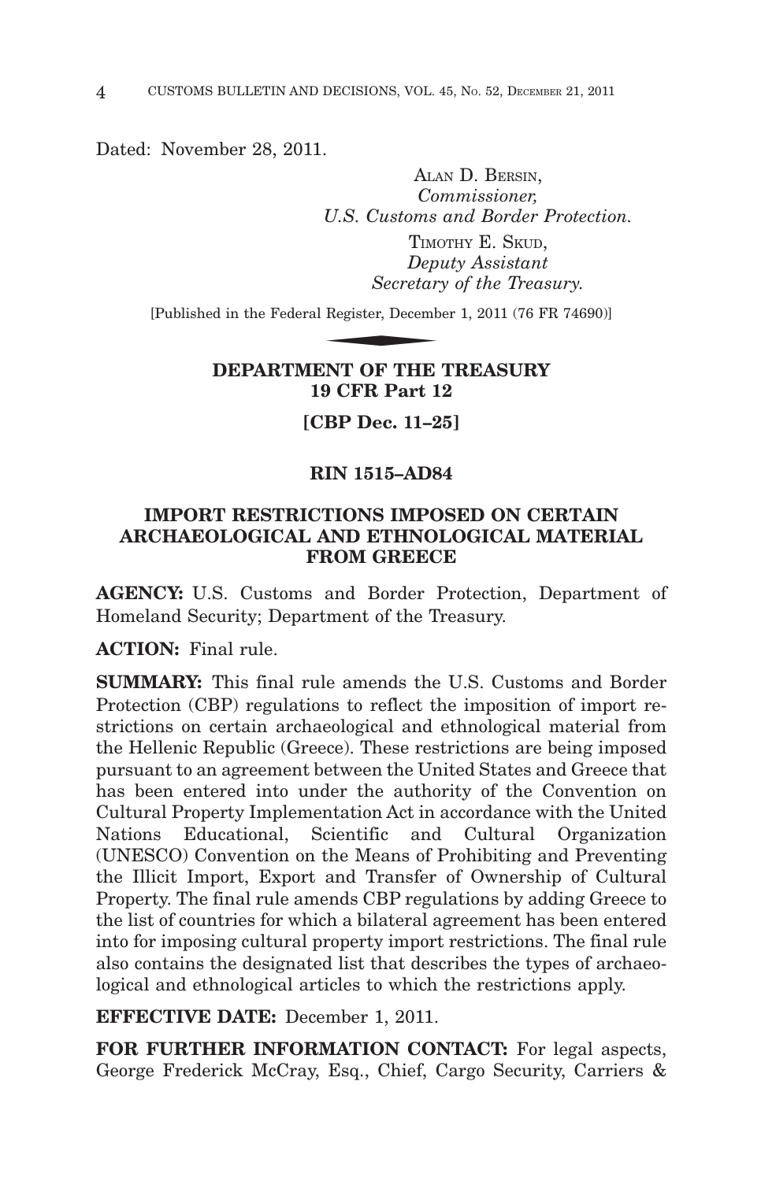Dated: November 28, 2011.

ALAN D. BERSIN,
*Commissioner,*
*U.S. Customs and Border Protection.*

TIMOTHY E. SKUD,
*Deputy Assistant*
*Secretary of the Treasury.*

[Published in the Federal Register, December 1, 2011 (76 FR 74690)]

## DEPARTMENT OF THE TREASURY
## 19 CFR Part 12

### [CBP Dec. 11–25]

### RIN 1515–AD84

## IMPORT RESTRICTIONS IMPOSED ON CERTAIN ARCHAEOLOGICAL AND ETHNOLOGICAL MATERIAL FROM GREECE

**AGENCY:** U.S. Customs and Border Protection, Department of Homeland Security; Department of the Treasury.

**ACTION:** Final rule.

**SUMMARY:** This final rule amends the U.S. Customs and Border Protection (CBP) regulations to reflect the imposition of import restrictions on certain archaeological and ethnological material from the Hellenic Republic (Greece). These restrictions are being imposed pursuant to an agreement between the United States and Greece that has been entered into under the authority of the Convention on Cultural Property Implementation Act in accordance with the United Nations Educational, Scientific and Cultural Organization (UNESCO) Convention on the Means of Prohibiting and Preventing the Illicit Import, Export and Transfer of Ownership of Cultural Property. The final rule amends CBP regulations by adding Greece to the list of countries for which a bilateral agreement has been entered into for imposing cultural property import restrictions. The final rule also contains the designated list that describes the types of archaeological and ethnological articles to which the restrictions apply.

**EFFECTIVE DATE:** December 1, 2011.

**FOR FURTHER INFORMATION CONTACT:** For legal aspects, George Frederick McCray, Esq., Chief, Cargo Security, Carriers &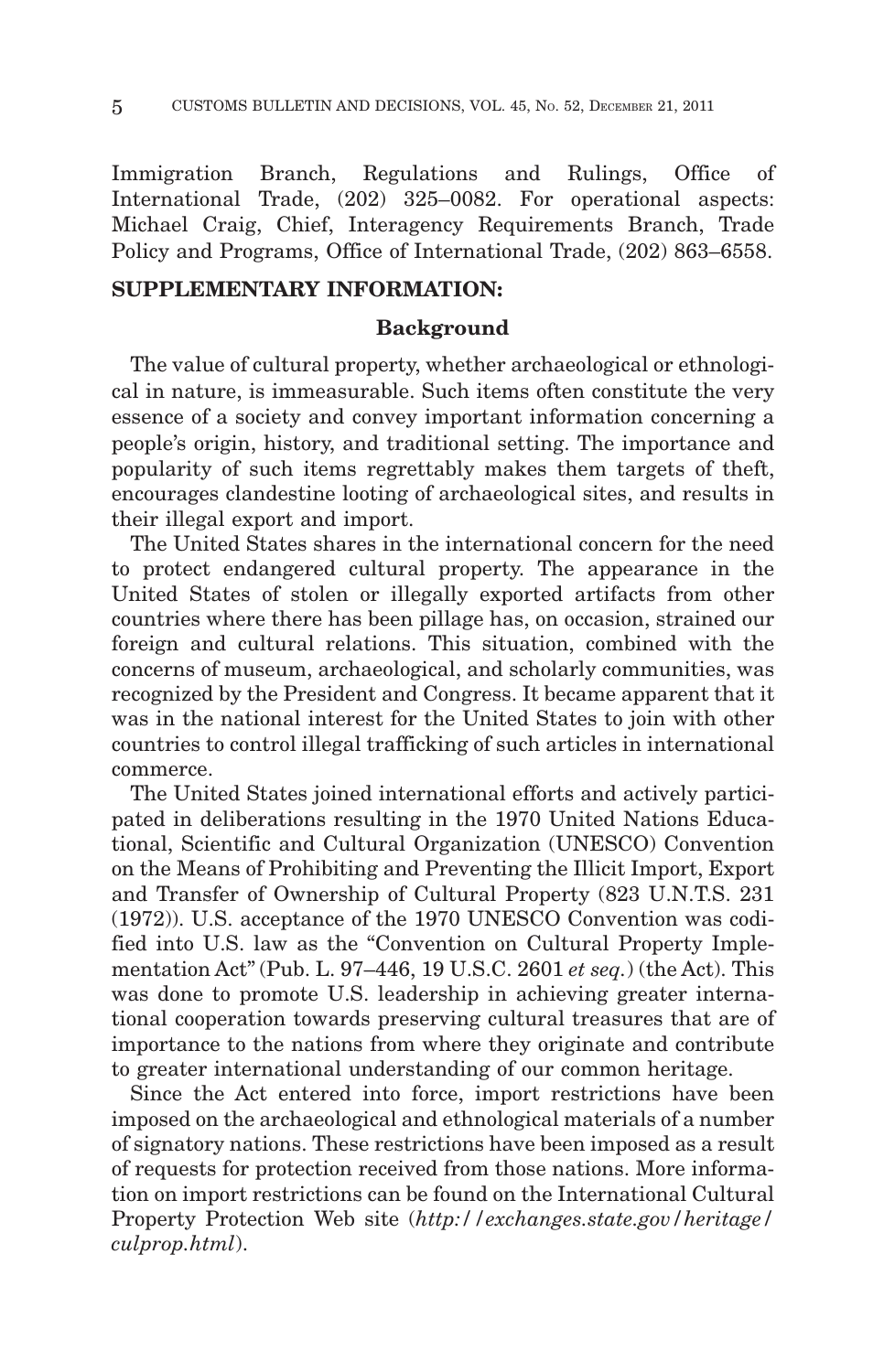Immigration Branch, Regulations and Rulings, Office of International Trade, (202) 325–0082. For operational aspects: Michael Craig, Chief, Interagency Requirements Branch, Trade Policy and Programs, Office of International Trade, (202) 863–6558.

**SUPPLEMENTARY INFORMATION:**

## Background

The value of cultural property, whether archaeological or ethnological in nature, is immeasurable. Such items often constitute the very essence of a society and convey important information concerning a people's origin, history, and traditional setting. The importance and popularity of such items regrettably makes them targets of theft, encourages clandestine looting of archaeological sites, and results in their illegal export and import.

The United States shares in the international concern for the need to protect endangered cultural property. The appearance in the United States of stolen or illegally exported artifacts from other countries where there has been pillage has, on occasion, strained our foreign and cultural relations. This situation, combined with the concerns of museum, archaeological, and scholarly communities, was recognized by the President and Congress. It became apparent that it was in the national interest for the United States to join with other countries to control illegal trafficking of such articles in international commerce.

The United States joined international efforts and actively participated in deliberations resulting in the 1970 United Nations Educational, Scientific and Cultural Organization (UNESCO) Convention on the Means of Prohibiting and Preventing the Illicit Import, Export and Transfer of Ownership of Cultural Property (823 U.N.T.S. 231 (1972)). U.S. acceptance of the 1970 UNESCO Convention was codified into U.S. law as the "Convention on Cultural Property Implementation Act" (Pub. L. 97–446, 19 U.S.C. 2601 *et seq.*) (the Act). This was done to promote U.S. leadership in achieving greater international cooperation towards preserving cultural treasures that are of importance to the nations from where they originate and contribute to greater international understanding of our common heritage.

Since the Act entered into force, import restrictions have been imposed on the archaeological and ethnological materials of a number of signatory nations. These restrictions have been imposed as a result of requests for protection received from those nations. More information on import restrictions can be found on the International Cultural Property Protection Web site (*http://exchanges.state.gov/heritage/culprop.html*).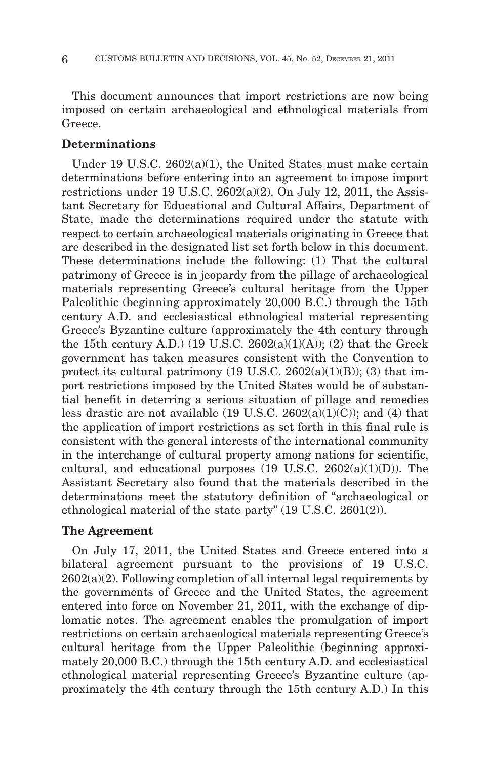This document announces that import restrictions are now being imposed on certain archaeological and ethnological materials from Greece.

**Determinations**

Under 19 U.S.C. 2602(a)(1), the United States must make certain determinations before entering into an agreement to impose import restrictions under 19 U.S.C. 2602(a)(2). On July 12, 2011, the Assistant Secretary for Educational and Cultural Affairs, Department of State, made the determinations required under the statute with respect to certain archaeological materials originating in Greece that are described in the designated list set forth below in this document. These determinations include the following: (1) That the cultural patrimony of Greece is in jeopardy from the pillage of archaeological materials representing Greece's cultural heritage from the Upper Paleolithic (beginning approximately 20,000 B.C.) through the 15th century A.D. and ecclesiastical ethnological material representing Greece's Byzantine culture (approximately the 4th century through the 15th century A.D.) (19 U.S.C. 2602(a)(1)(A)); (2) that the Greek government has taken measures consistent with the Convention to protect its cultural patrimony (19 U.S.C. 2602(a)(1)(B)); (3) that import restrictions imposed by the United States would be of substantial benefit in deterring a serious situation of pillage and remedies less drastic are not available (19 U.S.C. 2602(a)(1)(C)); and (4) that the application of import restrictions as set forth in this final rule is consistent with the general interests of the international community in the interchange of cultural property among nations for scientific, cultural, and educational purposes (19 U.S.C. 2602(a)(1)(D)). The Assistant Secretary also found that the materials described in the determinations meet the statutory definition of "archaeological or ethnological material of the state party" (19 U.S.C. 2601(2)).

**The Agreement**

On July 17, 2011, the United States and Greece entered into a bilateral agreement pursuant to the provisions of 19 U.S.C. 2602(a)(2). Following completion of all internal legal requirements by the governments of Greece and the United States, the agreement entered into force on November 21, 2011, with the exchange of diplomatic notes. The agreement enables the promulgation of import restrictions on certain archaeological materials representing Greece's cultural heritage from the Upper Paleolithic (beginning approximately 20,000 B.C.) through the 15th century A.D. and ecclesiastical ethnological material representing Greece's Byzantine culture (approximately the 4th century through the 15th century A.D.) In this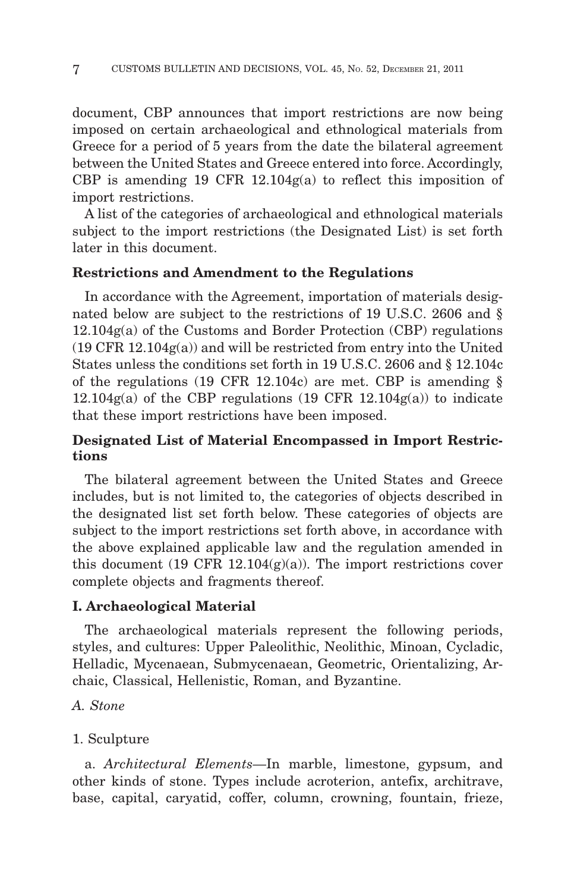document, CBP announces that import restrictions are now being imposed on certain archaeological and ethnological materials from Greece for a period of 5 years from the date the bilateral agreement between the United States and Greece entered into force. Accordingly, CBP is amending 19 CFR 12.104g(a) to reflect this imposition of import restrictions.

A list of the categories of archaeological and ethnological materials subject to the import restrictions (the Designated List) is set forth later in this document.

## Restrictions and Amendment to the Regulations

In accordance with the Agreement, importation of materials designated below are subject to the restrictions of 19 U.S.C. 2606 and § 12.104g(a) of the Customs and Border Protection (CBP) regulations (19 CFR 12.104g(a)) and will be restricted from entry into the United States unless the conditions set forth in 19 U.S.C. 2606 and § 12.104c of the regulations (19 CFR 12.104c) are met. CBP is amending § 12.104g(a) of the CBP regulations (19 CFR 12.104g(a)) to indicate that these import restrictions have been imposed.

## Designated List of Material Encompassed in Import Restrictions

The bilateral agreement between the United States and Greece includes, but is not limited to, the categories of objects described in the designated list set forth below. These categories of objects are subject to the import restrictions set forth above, in accordance with the above explained applicable law and the regulation amended in this document (19 CFR 12.104(g)(a)). The import restrictions cover complete objects and fragments thereof.

## I. Archaeological Material

The archaeological materials represent the following periods, styles, and cultures: Upper Paleolithic, Neolithic, Minoan, Cycladic, Helladic, Mycenaean, Submycenaean, Geometric, Orientalizing, Archaic, Classical, Hellenistic, Roman, and Byzantine.

### *A. Stone*

1. Sculpture

a. *Architectural Elements*—In marble, limestone, gypsum, and other kinds of stone. Types include acroterion, antefix, architrave, base, capital, caryatid, coffer, column, crowning, fountain, frieze,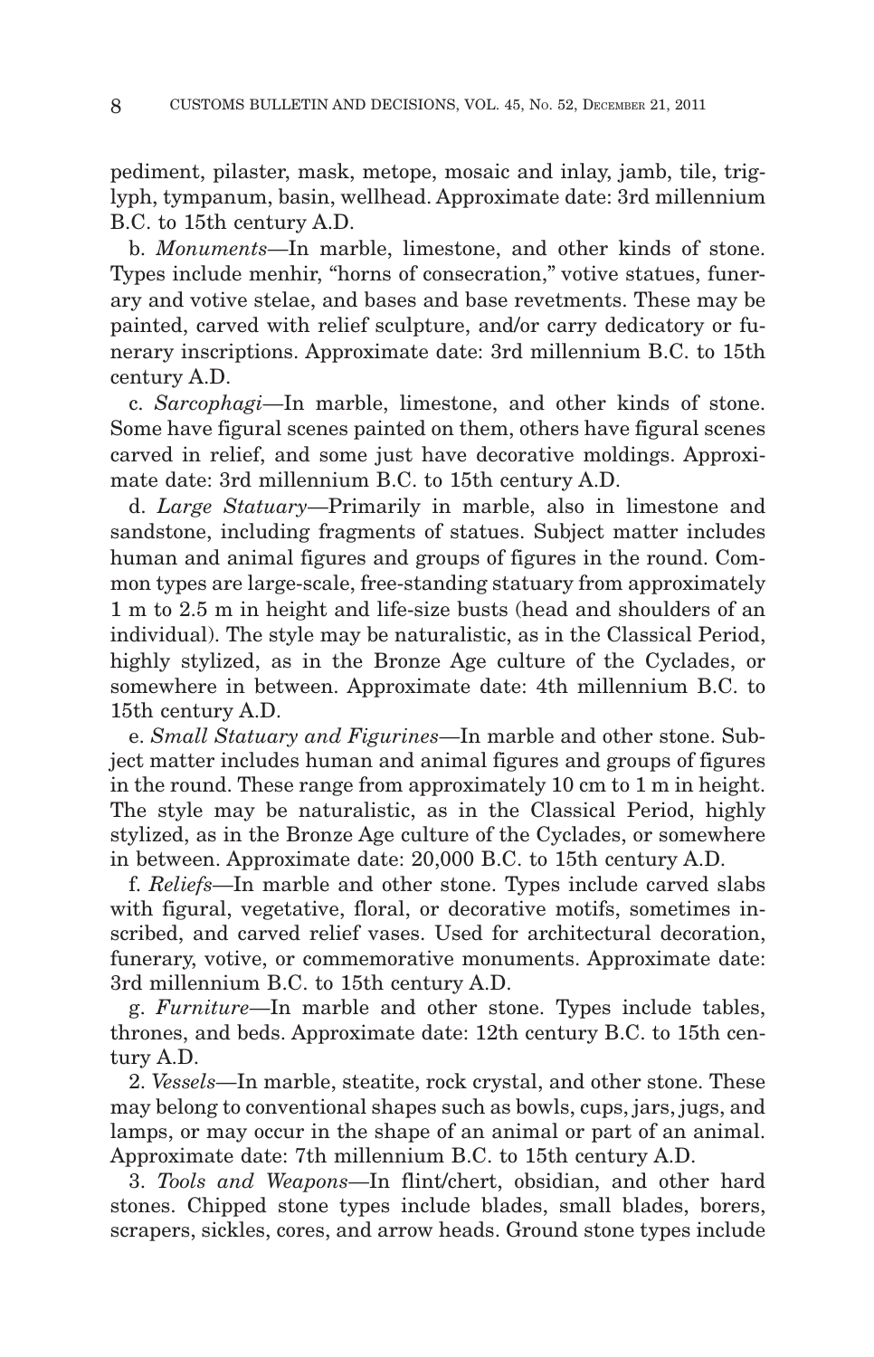pediment, pilaster, mask, metope, mosaic and inlay, jamb, tile, triglyph, tympanum, basin, wellhead. Approximate date: 3rd millennium B.C. to 15th century A.D.

b. *Monuments*—In marble, limestone, and other kinds of stone. Types include menhir, "horns of consecration," votive statues, funerary and votive stelae, and bases and base revetments. These may be painted, carved with relief sculpture, and/or carry dedicatory or funerary inscriptions. Approximate date: 3rd millennium B.C. to 15th century A.D.

c. *Sarcophagi*—In marble, limestone, and other kinds of stone. Some have figural scenes painted on them, others have figural scenes carved in relief, and some just have decorative moldings. Approximate date: 3rd millennium B.C. to 15th century A.D.

d. *Large Statuary*—Primarily in marble, also in limestone and sandstone, including fragments of statues. Subject matter includes human and animal figures and groups of figures in the round. Common types are large-scale, free-standing statuary from approximately 1 m to 2.5 m in height and life-size busts (head and shoulders of an individual). The style may be naturalistic, as in the Classical Period, highly stylized, as in the Bronze Age culture of the Cyclades, or somewhere in between. Approximate date: 4th millennium B.C. to 15th century A.D.

e. *Small Statuary and Figurines*—In marble and other stone. Subject matter includes human and animal figures and groups of figures in the round. These range from approximately 10 cm to 1 m in height. The style may be naturalistic, as in the Classical Period, highly stylized, as in the Bronze Age culture of the Cyclades, or somewhere in between. Approximate date: 20,000 B.C. to 15th century A.D.

f. *Reliefs*—In marble and other stone. Types include carved slabs with figural, vegetative, floral, or decorative motifs, sometimes inscribed, and carved relief vases. Used for architectural decoration, funerary, votive, or commemorative monuments. Approximate date: 3rd millennium B.C. to 15th century A.D.

g. *Furniture*—In marble and other stone. Types include tables, thrones, and beds. Approximate date: 12th century B.C. to 15th century A.D.

2. *Vessels*—In marble, steatite, rock crystal, and other stone. These may belong to conventional shapes such as bowls, cups, jars, jugs, and lamps, or may occur in the shape of an animal or part of an animal. Approximate date: 7th millennium B.C. to 15th century A.D.

3. *Tools and Weapons*—In flint/chert, obsidian, and other hard stones. Chipped stone types include blades, small blades, borers, scrapers, sickles, cores, and arrow heads. Ground stone types include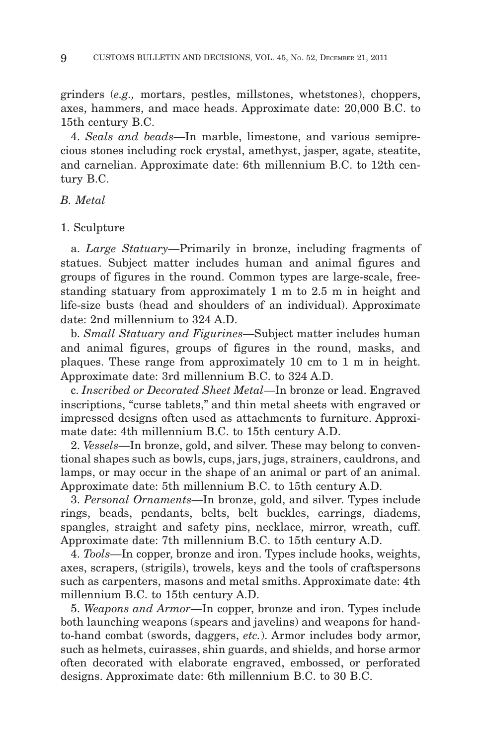grinders (*e.g.,* mortars, pestles, millstones, whetstones), choppers, axes, hammers, and mace heads. Approximate date: 20,000 B.C. to 15th century B.C.

4. *Seals and beads*—In marble, limestone, and various semiprecious stones including rock crystal, amethyst, jasper, agate, steatite, and carnelian. Approximate date: 6th millennium B.C. to 12th century B.C.

*B. Metal*

1. Sculpture

a. *Large Statuary*—Primarily in bronze, including fragments of statues. Subject matter includes human and animal figures and groups of figures in the round. Common types are large-scale, freestanding statuary from approximately 1 m to 2.5 m in height and life-size busts (head and shoulders of an individual). Approximate date: 2nd millennium to 324 A.D.

b. *Small Statuary and Figurines*—Subject matter includes human and animal figures, groups of figures in the round, masks, and plaques. These range from approximately 10 cm to 1 m in height. Approximate date: 3rd millennium B.C. to 324 A.D.

c. *Inscribed or Decorated Sheet Metal*—In bronze or lead. Engraved inscriptions, "curse tablets," and thin metal sheets with engraved or impressed designs often used as attachments to furniture. Approximate date: 4th millennium B.C. to 15th century A.D.

2. *Vessels*—In bronze, gold, and silver. These may belong to conventional shapes such as bowls, cups, jars, jugs, strainers, cauldrons, and lamps, or may occur in the shape of an animal or part of an animal. Approximate date: 5th millennium B.C. to 15th century A.D.

3. *Personal Ornaments*—In bronze, gold, and silver. Types include rings, beads, pendants, belts, belt buckles, earrings, diadems, spangles, straight and safety pins, necklace, mirror, wreath, cuff. Approximate date: 7th millennium B.C. to 15th century A.D.

4. *Tools*—In copper, bronze and iron. Types include hooks, weights, axes, scrapers, (strigils), trowels, keys and the tools of craftspersons such as carpenters, masons and metal smiths. Approximate date: 4th millennium B.C. to 15th century A.D.

5. *Weapons and Armor*—In copper, bronze and iron. Types include both launching weapons (spears and javelins) and weapons for hand-to-hand combat (swords, daggers, *etc.*). Armor includes body armor, such as helmets, cuirasses, shin guards, and shields, and horse armor often decorated with elaborate engraved, embossed, or perforated designs. Approximate date: 6th millennium B.C. to 30 B.C.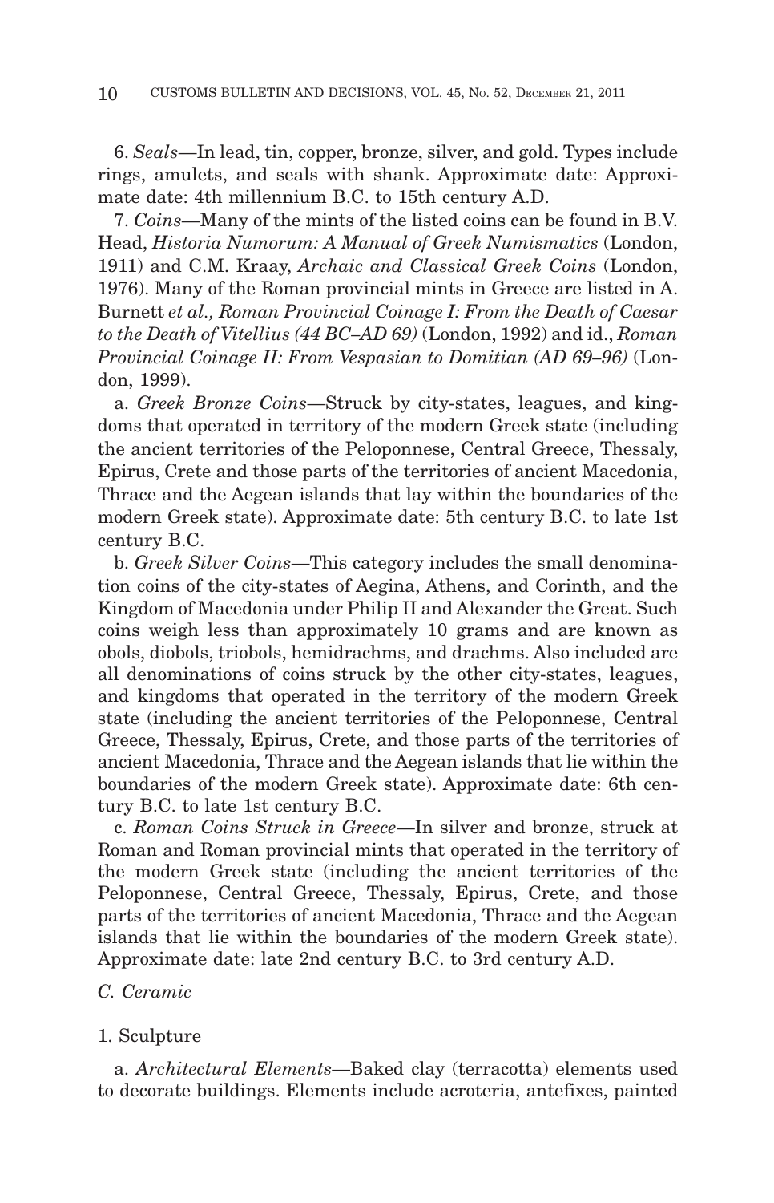6. *Seals*—In lead, tin, copper, bronze, silver, and gold. Types include rings, amulets, and seals with shank. Approximate date: Approximate date: 4th millennium B.C. to 15th century A.D.

7. *Coins*—Many of the mints of the listed coins can be found in B.V. Head, *Historia Numorum: A Manual of Greek Numismatics* (London, 1911) and C.M. Kraay, *Archaic and Classical Greek Coins* (London, 1976). Many of the Roman provincial mints in Greece are listed in A. Burnett *et al., Roman Provincial Coinage I: From the Death of Caesar to the Death of Vitellius (44 BC–AD 69)* (London, 1992) and id., *Roman Provincial Coinage II: From Vespasian to Domitian (AD 69–96)* (London, 1999).

a. *Greek Bronze Coins*—Struck by city-states, leagues, and kingdoms that operated in territory of the modern Greek state (including the ancient territories of the Peloponnese, Central Greece, Thessaly, Epirus, Crete and those parts of the territories of ancient Macedonia, Thrace and the Aegean islands that lay within the boundaries of the modern Greek state). Approximate date: 5th century B.C. to late 1st century B.C.

b. *Greek Silver Coins*—This category includes the small denomination coins of the city-states of Aegina, Athens, and Corinth, and the Kingdom of Macedonia under Philip II and Alexander the Great. Such coins weigh less than approximately 10 grams and are known as obols, diobols, triobols, hemidrachms, and drachms. Also included are all denominations of coins struck by the other city-states, leagues, and kingdoms that operated in the territory of the modern Greek state (including the ancient territories of the Peloponnese, Central Greece, Thessaly, Epirus, Crete, and those parts of the territories of ancient Macedonia, Thrace and the Aegean islands that lie within the boundaries of the modern Greek state). Approximate date: 6th century B.C. to late 1st century B.C.

c. *Roman Coins Struck in Greece*—In silver and bronze, struck at Roman and Roman provincial mints that operated in the territory of the modern Greek state (including the ancient territories of the Peloponnese, Central Greece, Thessaly, Epirus, Crete, and those parts of the territories of ancient Macedonia, Thrace and the Aegean islands that lie within the boundaries of the modern Greek state). Approximate date: late 2nd century B.C. to 3rd century A.D.

*C. Ceramic*

1. Sculpture

a. *Architectural Elements*—Baked clay (terracotta) elements used to decorate buildings. Elements include acroteria, antefixes, painted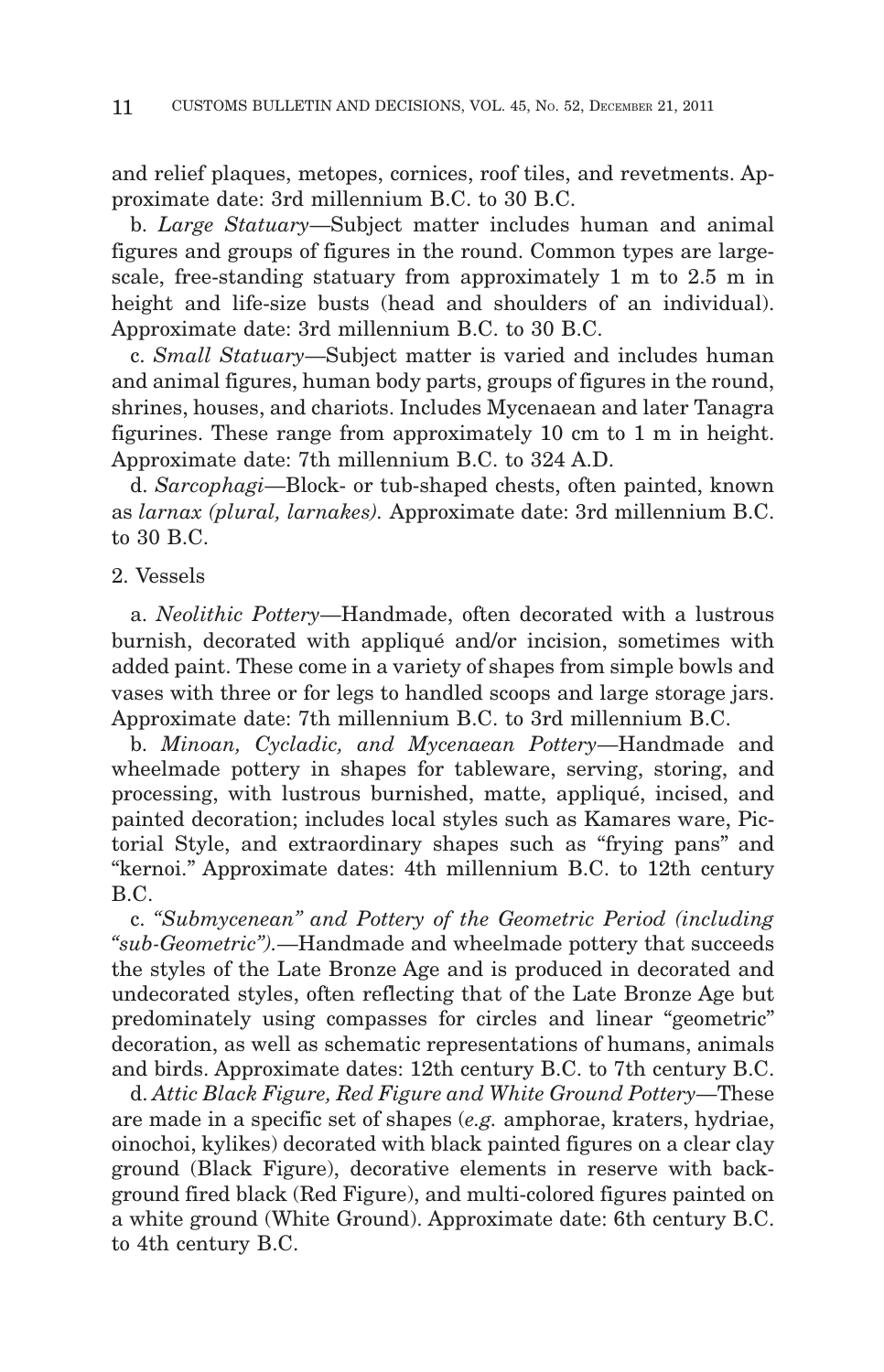and relief plaques, metopes, cornices, roof tiles, and revetments. Approximate date: 3rd millennium B.C. to 30 B.C.

b. *Large Statuary*—Subject matter includes human and animal figures and groups of figures in the round. Common types are large-scale, free-standing statuary from approximately 1 m to 2.5 m in height and life-size busts (head and shoulders of an individual). Approximate date: 3rd millennium B.C. to 30 B.C.

c. *Small Statuary*—Subject matter is varied and includes human and animal figures, human body parts, groups of figures in the round, shrines, houses, and chariots. Includes Mycenaean and later Tanagra figurines. These range from approximately 10 cm to 1 m in height. Approximate date: 7th millennium B.C. to 324 A.D.

d. *Sarcophagi*—Block- or tub-shaped chests, often painted, known as *larnax (plural, larnakes).* Approximate date: 3rd millennium B.C. to 30 B.C.

2. Vessels

a. *Neolithic Pottery*—Handmade, often decorated with a lustrous burnish, decorated with appliqué and/or incision, sometimes with added paint. These come in a variety of shapes from simple bowls and vases with three or for legs to handled scoops and large storage jars. Approximate date: 7th millennium B.C. to 3rd millennium B.C.

b. *Minoan, Cycladic, and Mycenaean Pottery*—Handmade and wheelmade pottery in shapes for tableware, serving, storing, and processing, with lustrous burnished, matte, appliqué, incised, and painted decoration; includes local styles such as Kamares ware, Pictorial Style, and extraordinary shapes such as "frying pans" and "kernoi." Approximate dates: 4th millennium B.C. to 12th century B.C.

c. *"Submycenean" and Pottery of the Geometric Period (including "sub-Geometric").*—Handmade and wheelmade pottery that succeeds the styles of the Late Bronze Age and is produced in decorated and undecorated styles, often reflecting that of the Late Bronze Age but predominately using compasses for circles and linear "geometric" decoration, as well as schematic representations of humans, animals and birds. Approximate dates: 12th century B.C. to 7th century B.C.

d. *Attic Black Figure, Red Figure and White Ground Pottery*—These are made in a specific set of shapes (*e.g.* amphorae, kraters, hydriae, oinochoi, kylikes) decorated with black painted figures on a clear clay ground (Black Figure), decorative elements in reserve with background fired black (Red Figure), and multi-colored figures painted on a white ground (White Ground). Approximate date: 6th century B.C. to 4th century B.C.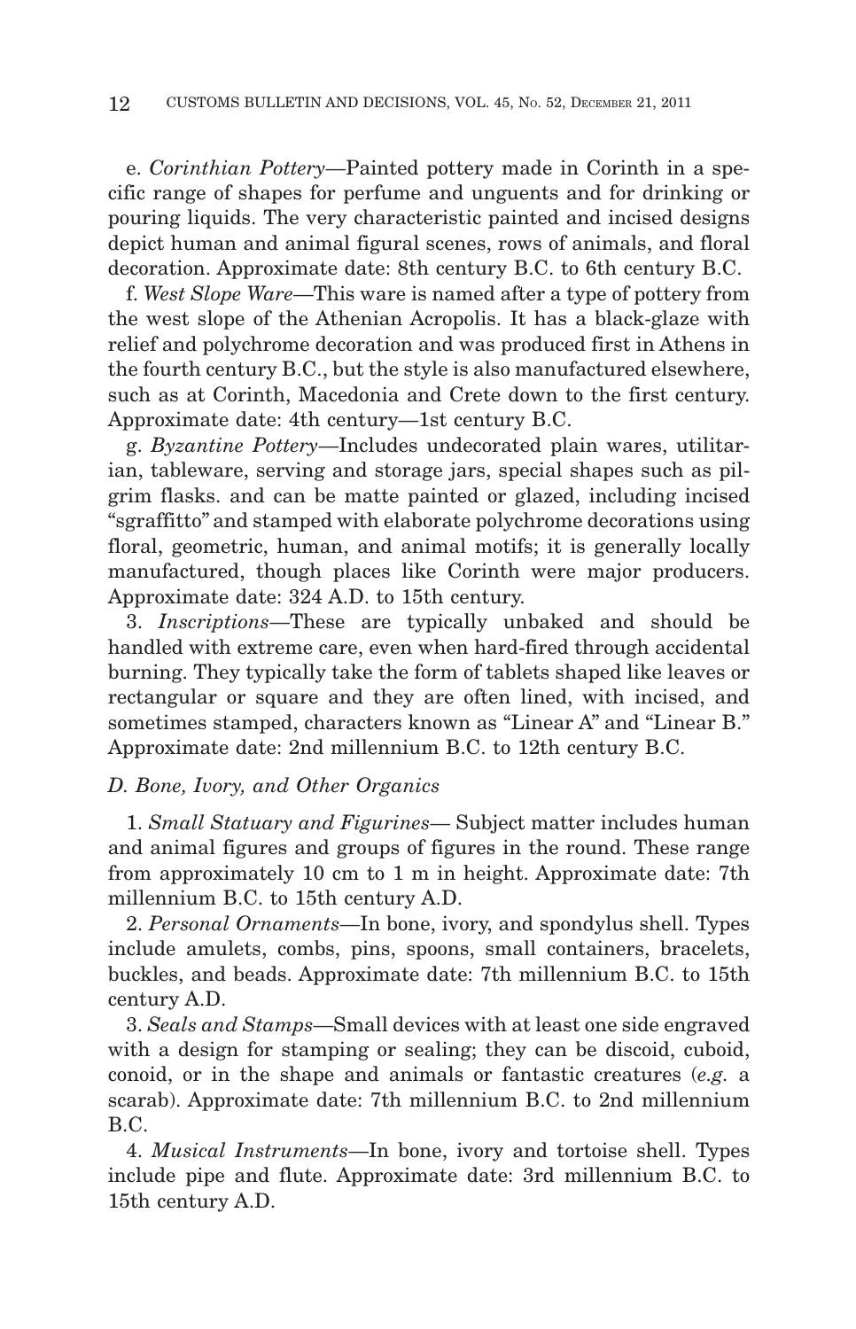e. *Corinthian Pottery*—Painted pottery made in Corinth in a specific range of shapes for perfume and unguents and for drinking or pouring liquids. The very characteristic painted and incised designs depict human and animal figural scenes, rows of animals, and floral decoration. Approximate date: 8th century B.C. to 6th century B.C.

f. *West Slope Ware*—This ware is named after a type of pottery from the west slope of the Athenian Acropolis. It has a black-glaze with relief and polychrome decoration and was produced first in Athens in the fourth century B.C., but the style is also manufactured elsewhere, such as at Corinth, Macedonia and Crete down to the first century. Approximate date: 4th century—1st century B.C.

g. *Byzantine Pottery*—Includes undecorated plain wares, utilitarian, tableware, serving and storage jars, special shapes such as pilgrim flasks. and can be matte painted or glazed, including incised "sgraffitto" and stamped with elaborate polychrome decorations using floral, geometric, human, and animal motifs; it is generally locally manufactured, though places like Corinth were major producers. Approximate date: 324 A.D. to 15th century.

3. *Inscriptions*—These are typically unbaked and should be handled with extreme care, even when hard-fired through accidental burning. They typically take the form of tablets shaped like leaves or rectangular or square and they are often lined, with incised, and sometimes stamped, characters known as "Linear A" and "Linear B." Approximate date: 2nd millennium B.C. to 12th century B.C.

### *D. Bone, Ivory, and Other Organics*

1. *Small Statuary and Figurines*— Subject matter includes human and animal figures and groups of figures in the round. These range from approximately 10 cm to 1 m in height. Approximate date: 7th millennium B.C. to 15th century A.D.

2. *Personal Ornaments*—In bone, ivory, and spondylus shell. Types include amulets, combs, pins, spoons, small containers, bracelets, buckles, and beads. Approximate date: 7th millennium B.C. to 15th century A.D.

3. *Seals and Stamps*—Small devices with at least one side engraved with a design for stamping or sealing; they can be discoid, cuboid, conoid, or in the shape and animals or fantastic creatures (*e.g.* a scarab). Approximate date: 7th millennium B.C. to 2nd millennium B.C.

4. *Musical Instruments*—In bone, ivory and tortoise shell. Types include pipe and flute. Approximate date: 3rd millennium B.C. to 15th century A.D.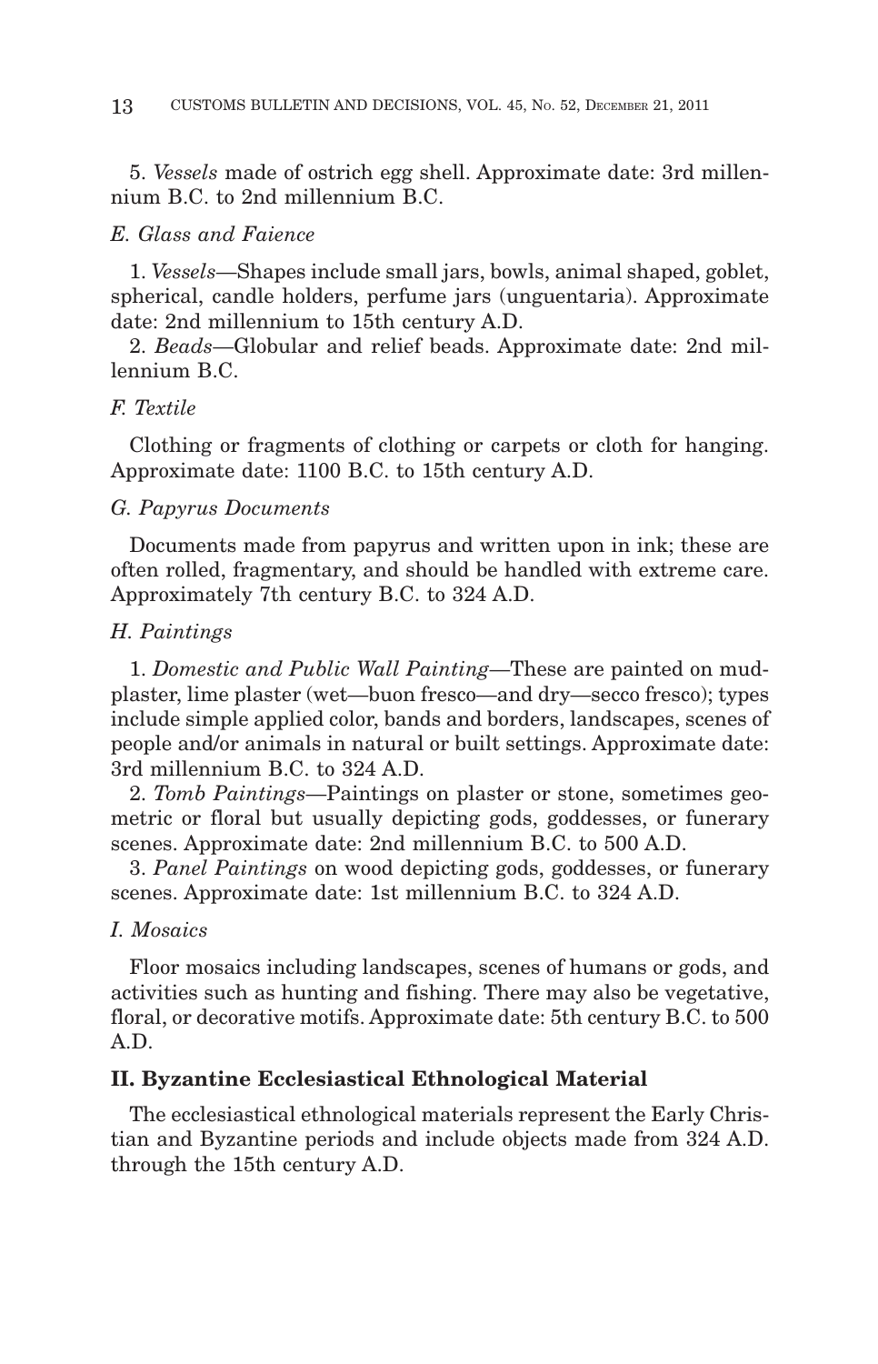5. *Vessels* made of ostrich egg shell. Approximate date: 3rd millennium B.C. to 2nd millennium B.C.

*E. Glass and Faience*

1. *Vessels*—Shapes include small jars, bowls, animal shaped, goblet, spherical, candle holders, perfume jars (unguentaria). Approximate date: 2nd millennium to 15th century A.D.

2. *Beads*—Globular and relief beads. Approximate date: 2nd millennium B.C.

*F. Textile*

Clothing or fragments of clothing or carpets or cloth for hanging. Approximate date: 1100 B.C. to 15th century A.D.

*G. Papyrus Documents*

Documents made from papyrus and written upon in ink; these are often rolled, fragmentary, and should be handled with extreme care. Approximately 7th century B.C. to 324 A.D.

*H. Paintings*

1. *Domestic and Public Wall Painting*—These are painted on mud-plaster, lime plaster (wet—buon fresco—and dry—secco fresco); types include simple applied color, bands and borders, landscapes, scenes of people and/or animals in natural or built settings. Approximate date: 3rd millennium B.C. to 324 A.D.

2. *Tomb Paintings*—Paintings on plaster or stone, sometimes geometric or floral but usually depicting gods, goddesses, or funerary scenes. Approximate date: 2nd millennium B.C. to 500 A.D.

3. *Panel Paintings* on wood depicting gods, goddesses, or funerary scenes. Approximate date: 1st millennium B.C. to 324 A.D.

*I. Mosaics*

Floor mosaics including landscapes, scenes of humans or gods, and activities such as hunting and fishing. There may also be vegetative, floral, or decorative motifs. Approximate date: 5th century B.C. to 500 A.D.

**II. Byzantine Ecclesiastical Ethnological Material**

The ecclesiastical ethnological materials represent the Early Christian and Byzantine periods and include objects made from 324 A.D. through the 15th century A.D.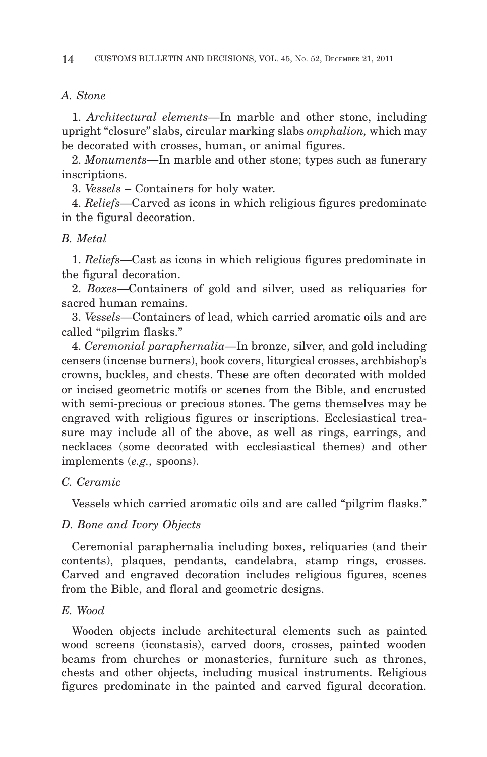*A. Stone*

1. *Architectural elements*—In marble and other stone, including upright "closure" slabs, circular marking slabs *omphalion,* which may be decorated with crosses, human, or animal figures.

2. *Monuments*—In marble and other stone; types such as funerary inscriptions.

3. *Vessels* – Containers for holy water.

4. *Reliefs*—Carved as icons in which religious figures predominate in the figural decoration.

*B. Metal*

1. *Reliefs*—Cast as icons in which religious figures predominate in the figural decoration.

2. *Boxes*—Containers of gold and silver, used as reliquaries for sacred human remains.

3. *Vessels*—Containers of lead, which carried aromatic oils and are called "pilgrim flasks."

4. *Ceremonial paraphernalia*—In bronze, silver, and gold including censers (incense burners), book covers, liturgical crosses, archbishop's crowns, buckles, and chests. These are often decorated with molded or incised geometric motifs or scenes from the Bible, and encrusted with semi-precious or precious stones. The gems themselves may be engraved with religious figures or inscriptions. Ecclesiastical treasure may include all of the above, as well as rings, earrings, and necklaces (some decorated with ecclesiastical themes) and other implements (*e.g.,* spoons).

*C. Ceramic*

Vessels which carried aromatic oils and are called "pilgrim flasks."

*D. Bone and Ivory Objects*

Ceremonial paraphernalia including boxes, reliquaries (and their contents), plaques, pendants, candelabra, stamp rings, crosses. Carved and engraved decoration includes religious figures, scenes from the Bible, and floral and geometric designs.

*E. Wood*

Wooden objects include architectural elements such as painted wood screens (iconstasis), carved doors, crosses, painted wooden beams from churches or monasteries, furniture such as thrones, chests and other objects, including musical instruments. Religious figures predominate in the painted and carved figural decoration.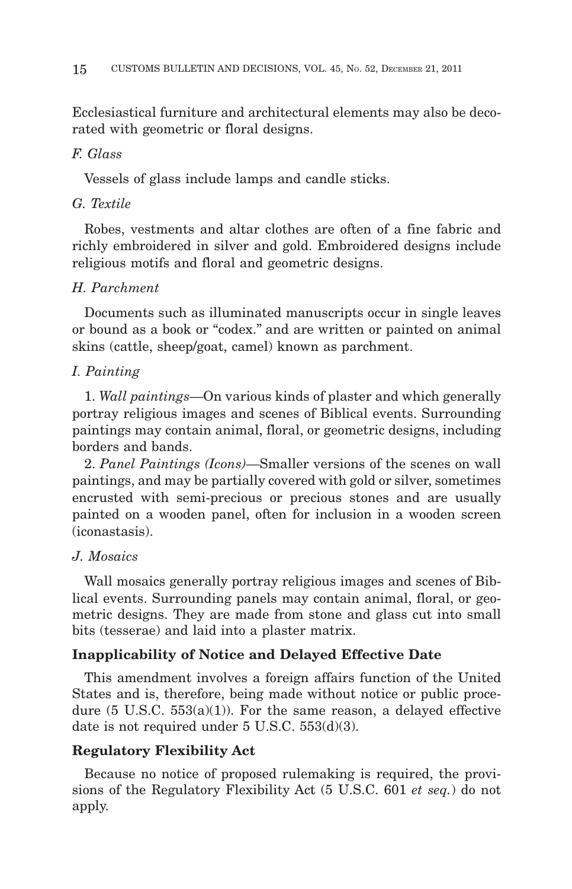Ecclesiastical furniture and architectural elements may also be decorated with geometric or floral designs.

*F. Glass*

Vessels of glass include lamps and candle sticks.

*G. Textile*

Robes, vestments and altar clothes are often of a fine fabric and richly embroidered in silver and gold. Embroidered designs include religious motifs and floral and geometric designs.

*H. Parchment*

Documents such as illuminated manuscripts occur in single leaves or bound as a book or "codex." and are written or painted on animal skins (cattle, sheep/goat, camel) known as parchment.

*I. Painting*

1. *Wall paintings*—On various kinds of plaster and which generally portray religious images and scenes of Biblical events. Surrounding paintings may contain animal, floral, or geometric designs, including borders and bands.

2. *Panel Paintings (Icons)*—Smaller versions of the scenes on wall paintings, and may be partially covered with gold or silver, sometimes encrusted with semi-precious or precious stones and are usually painted on a wooden panel, often for inclusion in a wooden screen (iconastasis).

*J. Mosaics*

Wall mosaics generally portray religious images and scenes of Biblical events. Surrounding panels may contain animal, floral, or geometric designs. They are made from stone and glass cut into small bits (tesserae) and laid into a plaster matrix.

**Inapplicability of Notice and Delayed Effective Date**

This amendment involves a foreign affairs function of the United States and is, therefore, being made without notice or public procedure (5 U.S.C. 553(a)(1)). For the same reason, a delayed effective date is not required under 5 U.S.C. 553(d)(3).

**Regulatory Flexibility Act**

Because no notice of proposed rulemaking is required, the provisions of the Regulatory Flexibility Act (5 U.S.C. 601 *et seq.*) do not apply.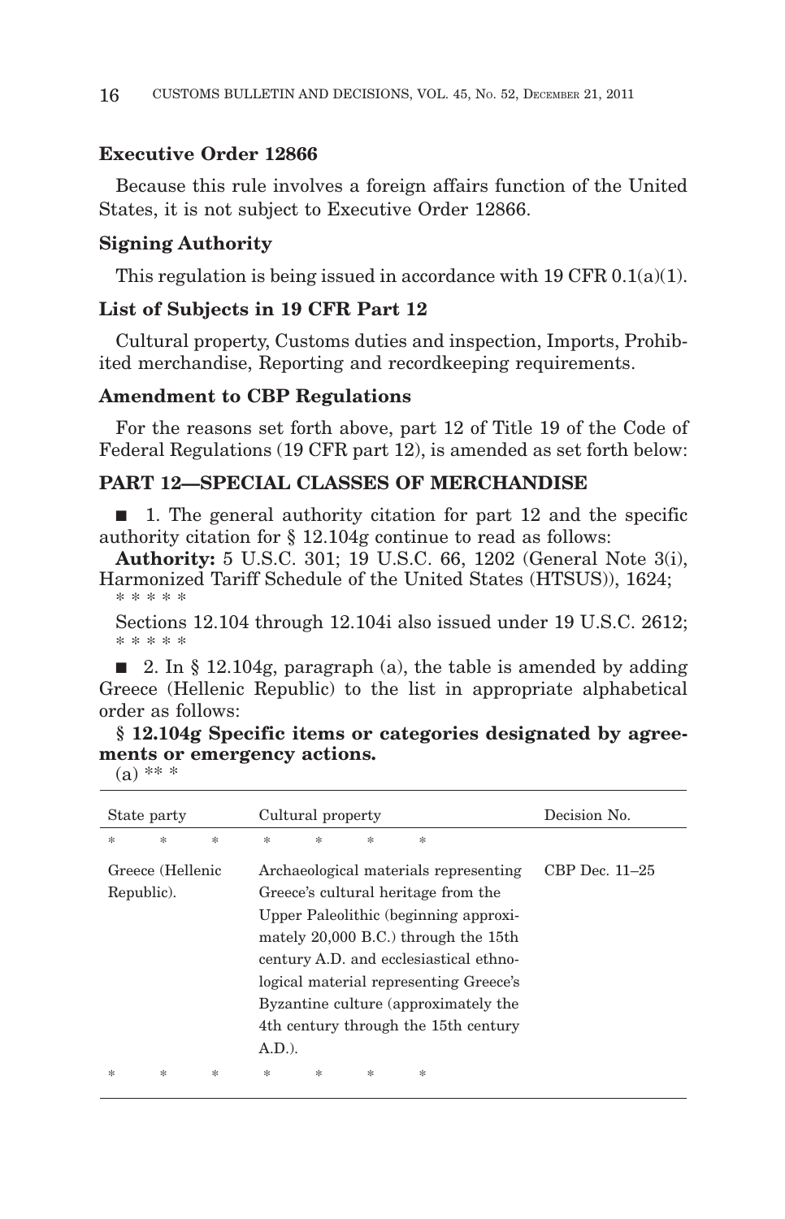**Executive Order 12866**

Because this rule involves a foreign affairs function of the United States, it is not subject to Executive Order 12866.

**Signing Authority**

This regulation is being issued in accordance with 19 CFR 0.1(a)(1).

**List of Subjects in 19 CFR Part 12**

Cultural property, Customs duties and inspection, Imports, Prohibited merchandise, Reporting and recordkeeping requirements.

**Amendment to CBP Regulations**

For the reasons set forth above, part 12 of Title 19 of the Code of Federal Regulations (19 CFR part 12), is amended as set forth below:

**PART 12—SPECIAL CLASSES OF MERCHANDISE**

■ 1. The general authority citation for part 12 and the specific authority citation for § 12.104g continue to read as follows:

**Authority:** 5 U.S.C. 301; 19 U.S.C. 66, 1202 (General Note 3(i), Harmonized Tariff Schedule of the United States (HTSUS)), 1624;

\* \* \* \* \*

Sections 12.104 through 12.104i also issued under 19 U.S.C. 2612;

\* \* \* \* \*

■ 2. In § 12.104g, paragraph (a), the table is amended by adding Greece (Hellenic Republic) to the list in appropriate alphabetical order as follows:

**§ 12.104g Specific items or categories designated by agreements or emergency actions.**

(a) \*\* \*

| State party | Cultural property | Decision No. |
|---|---|---|
| \* \* \* | \* \* \* \* | |
| Greece (Hellenic Republic). | Archaeological materials representing Greece's cultural heritage from the Upper Paleolithic (beginning approximately 20,000 B.C.) through the 15th century A.D. and ecclesiastical ethnological material representing Greece's Byzantine culture (approximately the 4th century through the 15th century A.D.). | CBP Dec. 11–25 |
| \* \* \* | \* \* \* \* | |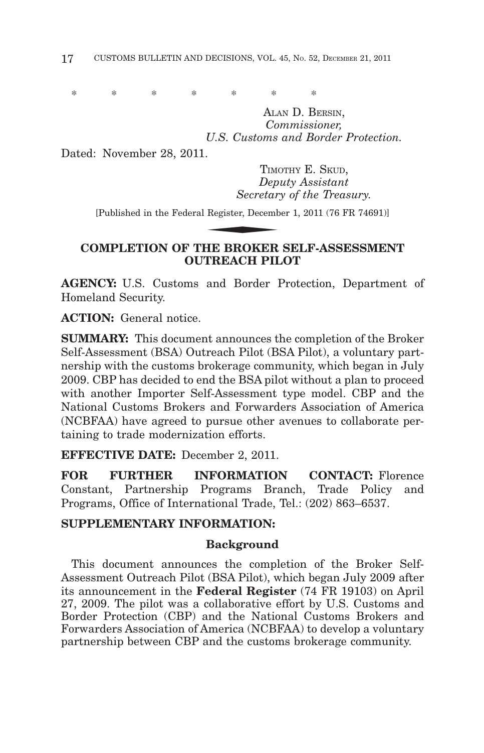\* \* \* \* \* \* \*

ALAN D. BERSIN,
*Commissioner,*
*U.S. Customs and Border Protection.*

Dated: November 28, 2011.

TIMOTHY E. SKUD,
*Deputy Assistant*
*Secretary of the Treasury.*

[Published in the Federal Register, December 1, 2011 (76 FR 74691)]

## COMPLETION OF THE BROKER SELF-ASSESSMENT OUTREACH PILOT

**AGENCY:** U.S. Customs and Border Protection, Department of Homeland Security.

**ACTION:** General notice.

**SUMMARY:** This document announces the completion of the Broker Self-Assessment (BSA) Outreach Pilot (BSA Pilot), a voluntary partnership with the customs brokerage community, which began in July 2009. CBP has decided to end the BSA pilot without a plan to proceed with another Importer Self-Assessment type model. CBP and the National Customs Brokers and Forwarders Association of America (NCBFAA) have agreed to pursue other avenues to collaborate pertaining to trade modernization efforts.

**EFFECTIVE DATE:** December 2, 2011.

**FOR FURTHER INFORMATION CONTACT:** Florence Constant, Partnership Programs Branch, Trade Policy and Programs, Office of International Trade, Tel.: (202) 863–6537.

**SUPPLEMENTARY INFORMATION:**

### Background

This document announces the completion of the Broker Self-Assessment Outreach Pilot (BSA Pilot), which began July 2009 after its announcement in the **Federal Register** (74 FR 19103) on April 27, 2009. The pilot was a collaborative effort by U.S. Customs and Border Protection (CBP) and the National Customs Brokers and Forwarders Association of America (NCBFAA) to develop a voluntary partnership between CBP and the customs brokerage community.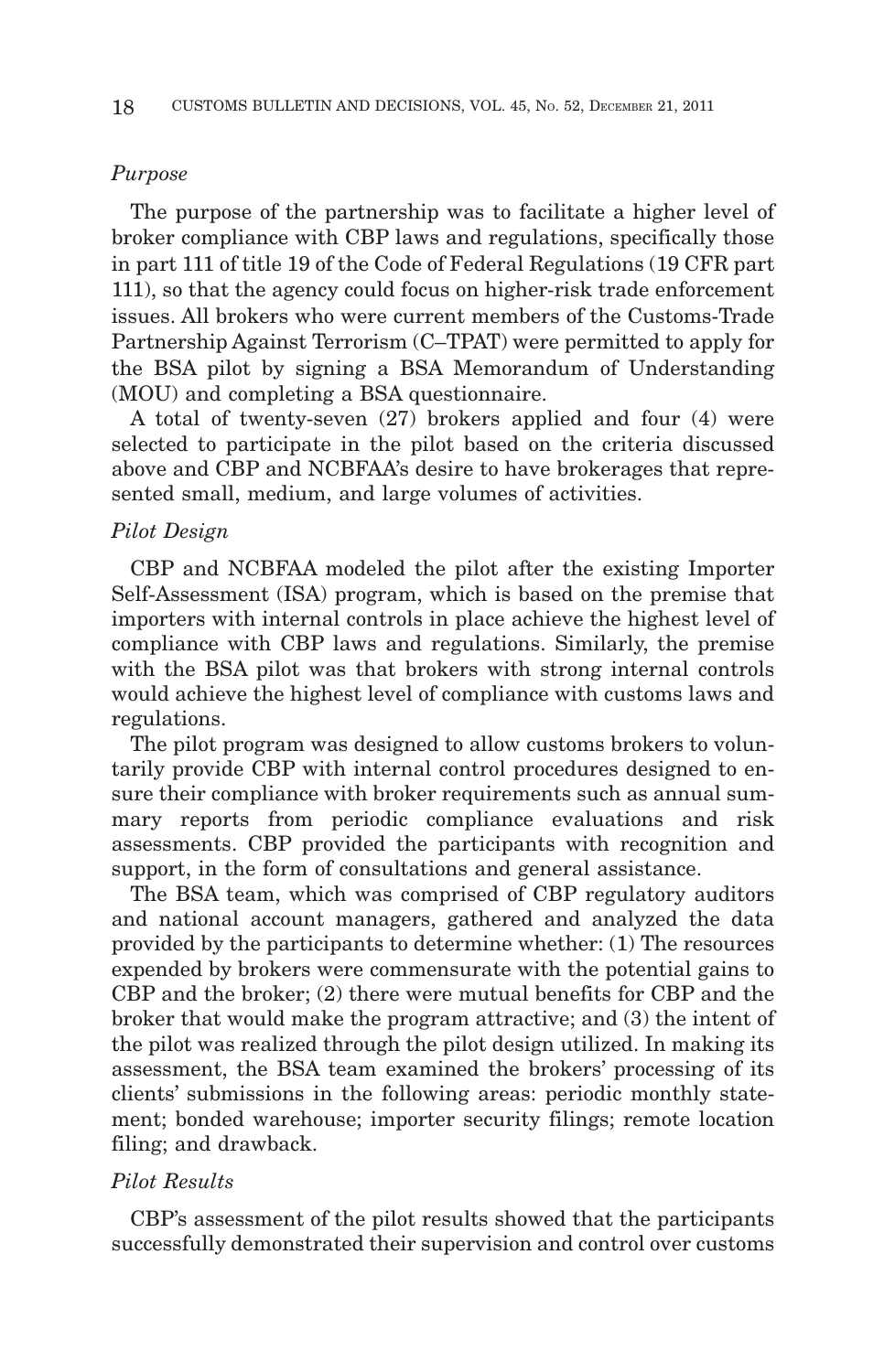*Purpose*

The purpose of the partnership was to facilitate a higher level of broker compliance with CBP laws and regulations, specifically those in part 111 of title 19 of the Code of Federal Regulations (19 CFR part 111), so that the agency could focus on higher-risk trade enforcement issues. All brokers who were current members of the Customs-Trade Partnership Against Terrorism (C–TPAT) were permitted to apply for the BSA pilot by signing a BSA Memorandum of Understanding (MOU) and completing a BSA questionnaire.

A total of twenty-seven (27) brokers applied and four (4) were selected to participate in the pilot based on the criteria discussed above and CBP and NCBFAA's desire to have brokerages that represented small, medium, and large volumes of activities.

*Pilot Design*

CBP and NCBFAA modeled the pilot after the existing Importer Self-Assessment (ISA) program, which is based on the premise that importers with internal controls in place achieve the highest level of compliance with CBP laws and regulations. Similarly, the premise with the BSA pilot was that brokers with strong internal controls would achieve the highest level of compliance with customs laws and regulations.

The pilot program was designed to allow customs brokers to voluntarily provide CBP with internal control procedures designed to ensure their compliance with broker requirements such as annual summary reports from periodic compliance evaluations and risk assessments. CBP provided the participants with recognition and support, in the form of consultations and general assistance.

The BSA team, which was comprised of CBP regulatory auditors and national account managers, gathered and analyzed the data provided by the participants to determine whether: (1) The resources expended by brokers were commensurate with the potential gains to CBP and the broker; (2) there were mutual benefits for CBP and the broker that would make the program attractive; and (3) the intent of the pilot was realized through the pilot design utilized. In making its assessment, the BSA team examined the brokers' processing of its clients' submissions in the following areas: periodic monthly statement; bonded warehouse; importer security filings; remote location filing; and drawback.

*Pilot Results*

CBP's assessment of the pilot results showed that the participants successfully demonstrated their supervision and control over customs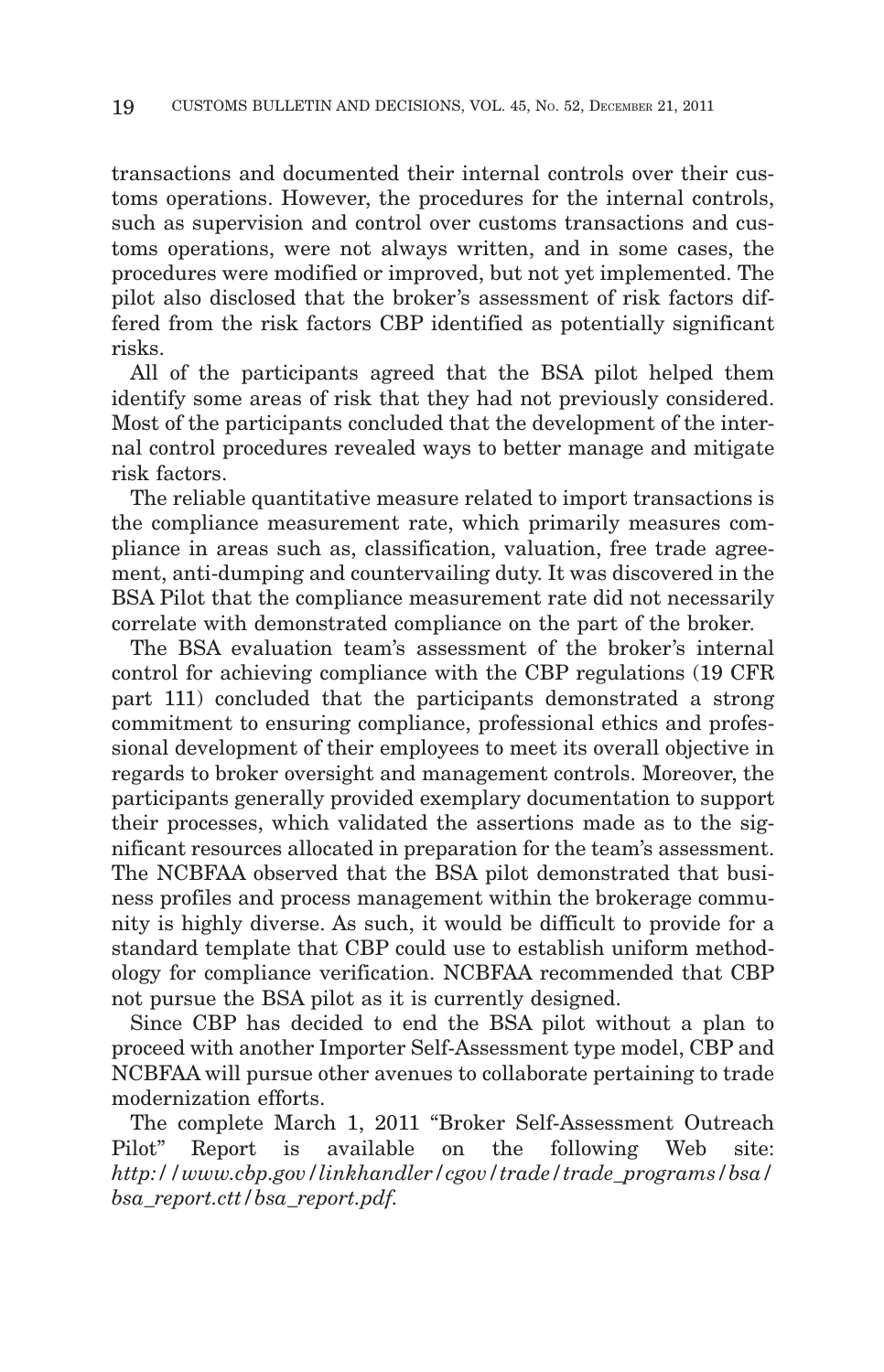transactions and documented their internal controls over their customs operations. However, the procedures for the internal controls, such as supervision and control over customs transactions and customs operations, were not always written, and in some cases, the procedures were modified or improved, but not yet implemented. The pilot also disclosed that the broker's assessment of risk factors differed from the risk factors CBP identified as potentially significant risks.

All of the participants agreed that the BSA pilot helped them identify some areas of risk that they had not previously considered. Most of the participants concluded that the development of the internal control procedures revealed ways to better manage and mitigate risk factors.

The reliable quantitative measure related to import transactions is the compliance measurement rate, which primarily measures compliance in areas such as, classification, valuation, free trade agreement, anti-dumping and countervailing duty. It was discovered in the BSA Pilot that the compliance measurement rate did not necessarily correlate with demonstrated compliance on the part of the broker.

The BSA evaluation team's assessment of the broker's internal control for achieving compliance with the CBP regulations (19 CFR part 111) concluded that the participants demonstrated a strong commitment to ensuring compliance, professional ethics and professional development of their employees to meet its overall objective in regards to broker oversight and management controls. Moreover, the participants generally provided exemplary documentation to support their processes, which validated the assertions made as to the significant resources allocated in preparation for the team's assessment. The NCBFAA observed that the BSA pilot demonstrated that business profiles and process management within the brokerage community is highly diverse. As such, it would be difficult to provide for a standard template that CBP could use to establish uniform methodology for compliance verification. NCBFAA recommended that CBP not pursue the BSA pilot as it is currently designed.

Since CBP has decided to end the BSA pilot without a plan to proceed with another Importer Self-Assessment type model, CBP and NCBFAA will pursue other avenues to collaborate pertaining to trade modernization efforts.

The complete March 1, 2011 "Broker Self-Assessment Outreach Pilot" Report is available on the following Web site: *http://www.cbp.gov/linkhandler/cgov/trade/trade_programs/bsa/bsa_report.ctt/bsa_report.pdf*.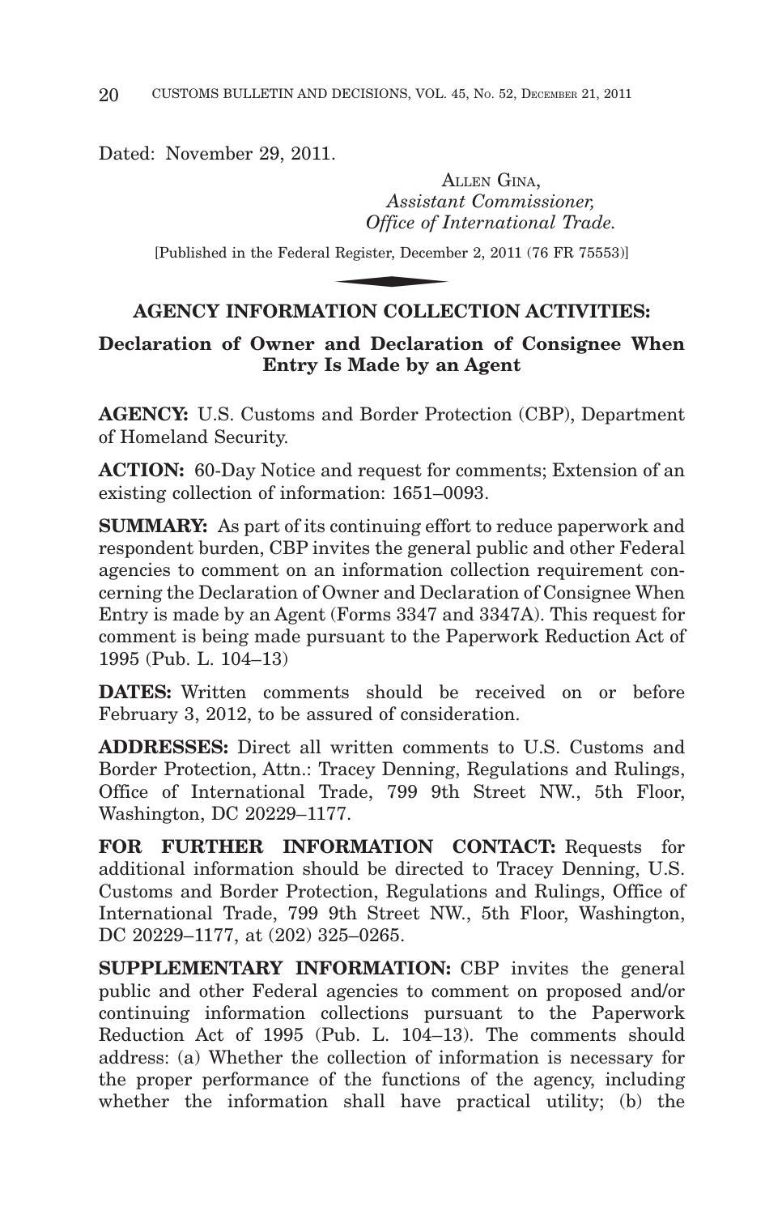Dated: November 29, 2011.

ALLEN GINA,
*Assistant Commissioner,*
*Office of International Trade.*

[Published in the Federal Register, December 2, 2011 (76 FR 75553)]

## AGENCY INFORMATION COLLECTION ACTIVITIES:

### Declaration of Owner and Declaration of Consignee When Entry Is Made by an Agent

**AGENCY:** U.S. Customs and Border Protection (CBP), Department of Homeland Security.

**ACTION:** 60-Day Notice and request for comments; Extension of an existing collection of information: 1651–0093.

**SUMMARY:** As part of its continuing effort to reduce paperwork and respondent burden, CBP invites the general public and other Federal agencies to comment on an information collection requirement concerning the Declaration of Owner and Declaration of Consignee When Entry is made by an Agent (Forms 3347 and 3347A). This request for comment is being made pursuant to the Paperwork Reduction Act of 1995 (Pub. L. 104–13)

**DATES:** Written comments should be received on or before February 3, 2012, to be assured of consideration.

**ADDRESSES:** Direct all written comments to U.S. Customs and Border Protection, Attn.: Tracey Denning, Regulations and Rulings, Office of International Trade, 799 9th Street NW., 5th Floor, Washington, DC 20229–1177.

**FOR FURTHER INFORMATION CONTACT:** Requests for additional information should be directed to Tracey Denning, U.S. Customs and Border Protection, Regulations and Rulings, Office of International Trade, 799 9th Street NW., 5th Floor, Washington, DC 20229–1177, at (202) 325–0265.

**SUPPLEMENTARY INFORMATION:** CBP invites the general public and other Federal agencies to comment on proposed and/or continuing information collections pursuant to the Paperwork Reduction Act of 1995 (Pub. L. 104–13). The comments should address: (a) Whether the collection of information is necessary for the proper performance of the functions of the agency, including whether the information shall have practical utility; (b) the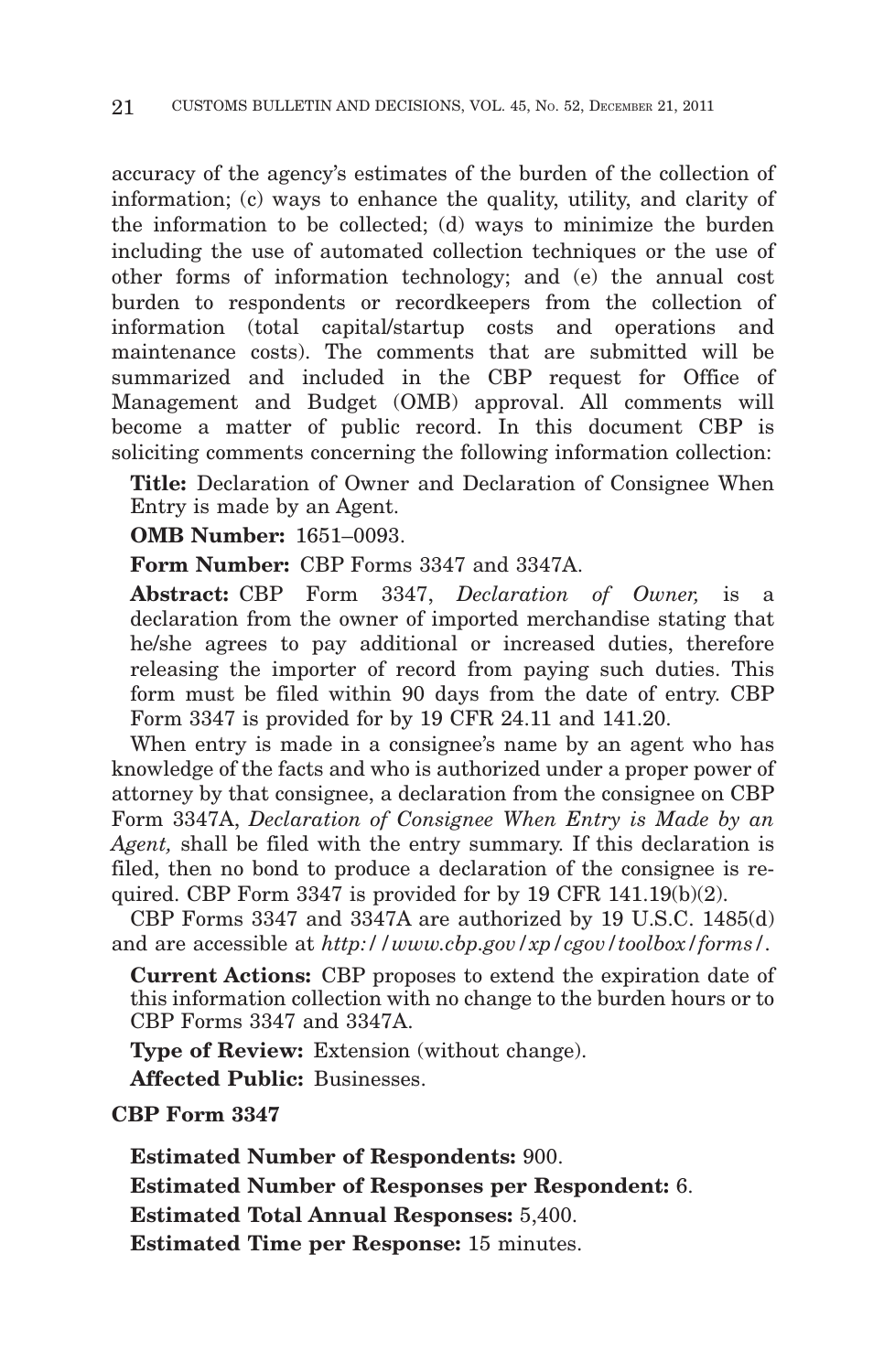accuracy of the agency's estimates of the burden of the collection of information; (c) ways to enhance the quality, utility, and clarity of the information to be collected; (d) ways to minimize the burden including the use of automated collection techniques or the use of other forms of information technology; and (e) the annual cost burden to respondents or recordkeepers from the collection of information (total capital/startup costs and operations and maintenance costs). The comments that are submitted will be summarized and included in the CBP request for Office of Management and Budget (OMB) approval. All comments will become a matter of public record. In this document CBP is soliciting comments concerning the following information collection:

**Title:** Declaration of Owner and Declaration of Consignee When Entry is made by an Agent.

**OMB Number:** 1651–0093.

**Form Number:** CBP Forms 3347 and 3347A.

**Abstract:** CBP Form 3347, *Declaration of Owner,* is a declaration from the owner of imported merchandise stating that he/she agrees to pay additional or increased duties, therefore releasing the importer of record from paying such duties. This form must be filed within 90 days from the date of entry. CBP Form 3347 is provided for by 19 CFR 24.11 and 141.20.

When entry is made in a consignee's name by an agent who has knowledge of the facts and who is authorized under a proper power of attorney by that consignee, a declaration from the consignee on CBP Form 3347A, *Declaration of Consignee When Entry is Made by an Agent,* shall be filed with the entry summary. If this declaration is filed, then no bond to produce a declaration of the consignee is required. CBP Form 3347 is provided for by 19 CFR 141.19(b)(2).

CBP Forms 3347 and 3347A are authorized by 19 U.S.C. 1485(d) and are accessible at *http://www.cbp.gov/xp/cgov/toolbox/forms/*.

**Current Actions:** CBP proposes to extend the expiration date of this information collection with no change to the burden hours or to CBP Forms 3347 and 3347A.

**Type of Review:** Extension (without change).

**Affected Public:** Businesses.

**CBP Form 3347**

**Estimated Number of Respondents:** 900.

**Estimated Number of Responses per Respondent:** 6.

**Estimated Total Annual Responses:** 5,400.

**Estimated Time per Response:** 15 minutes.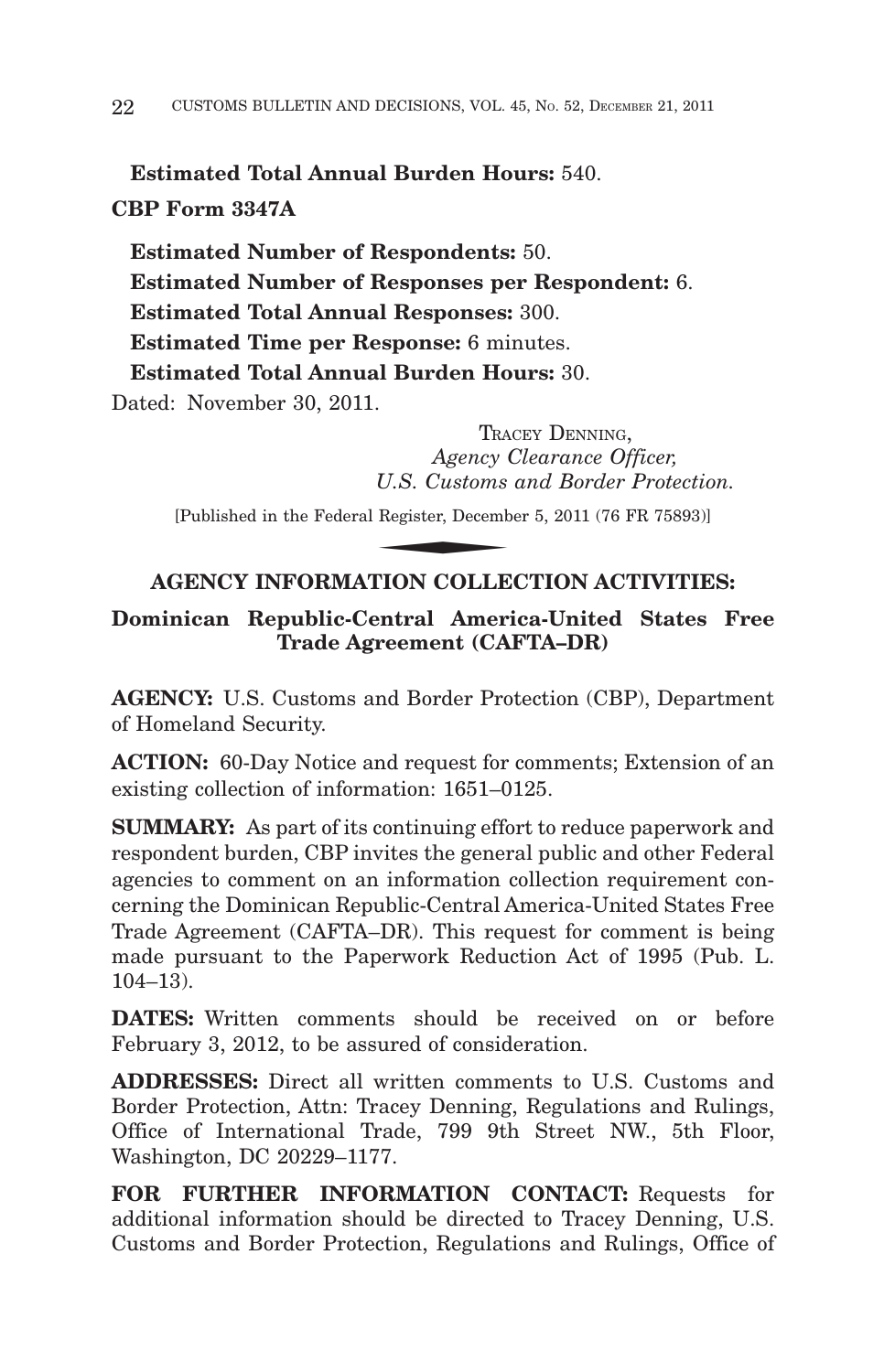**Estimated Total Annual Burden Hours:** 540.

**CBP Form 3347A**

**Estimated Number of Respondents:** 50.

**Estimated Number of Responses per Respondent:** 6.

**Estimated Total Annual Responses:** 300.

**Estimated Time per Response:** 6 minutes.

**Estimated Total Annual Burden Hours:** 30.

Dated: November 30, 2011.

TRACEY DENNING,
*Agency Clearance Officer,*
*U.S. Customs and Border Protection.*

[Published in the Federal Register, December 5, 2011 (76 FR 75893)]

## AGENCY INFORMATION COLLECTION ACTIVITIES:

### Dominican Republic-Central America-United States Free Trade Agreement (CAFTA–DR)

**AGENCY:** U.S. Customs and Border Protection (CBP), Department of Homeland Security.

**ACTION:** 60-Day Notice and request for comments; Extension of an existing collection of information: 1651–0125.

**SUMMARY:** As part of its continuing effort to reduce paperwork and respondent burden, CBP invites the general public and other Federal agencies to comment on an information collection requirement concerning the Dominican Republic-Central America-United States Free Trade Agreement (CAFTA–DR). This request for comment is being made pursuant to the Paperwork Reduction Act of 1995 (Pub. L. 104–13).

**DATES:** Written comments should be received on or before February 3, 2012, to be assured of consideration.

**ADDRESSES:** Direct all written comments to U.S. Customs and Border Protection, Attn: Tracey Denning, Regulations and Rulings, Office of International Trade, 799 9th Street NW., 5th Floor, Washington, DC 20229–1177.

**FOR FURTHER INFORMATION CONTACT:** Requests for additional information should be directed to Tracey Denning, U.S. Customs and Border Protection, Regulations and Rulings, Office of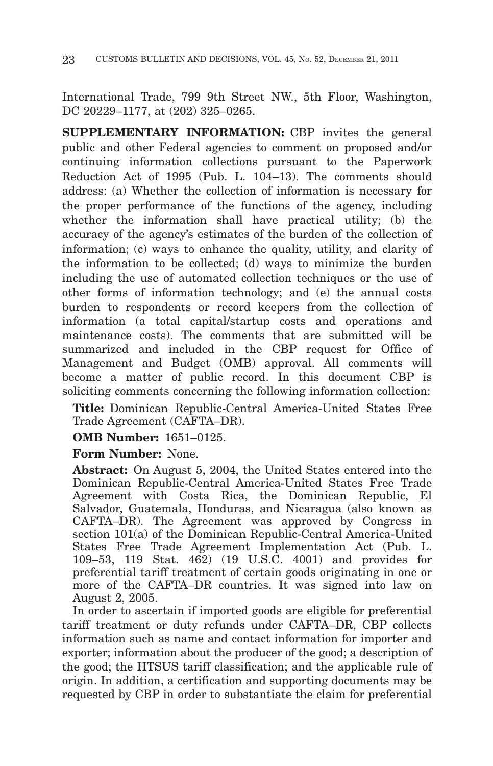International Trade, 799 9th Street NW., 5th Floor, Washington, DC 20229–1177, at (202) 325–0265.

**SUPPLEMENTARY INFORMATION:** CBP invites the general public and other Federal agencies to comment on proposed and/or continuing information collections pursuant to the Paperwork Reduction Act of 1995 (Pub. L. 104–13). The comments should address: (a) Whether the collection of information is necessary for the proper performance of the functions of the agency, including whether the information shall have practical utility; (b) the accuracy of the agency's estimates of the burden of the collection of information; (c) ways to enhance the quality, utility, and clarity of the information to be collected; (d) ways to minimize the burden including the use of automated collection techniques or the use of other forms of information technology; and (e) the annual costs burden to respondents or record keepers from the collection of information (a total capital/startup costs and operations and maintenance costs). The comments that are submitted will be summarized and included in the CBP request for Office of Management and Budget (OMB) approval. All comments will become a matter of public record. In this document CBP is soliciting comments concerning the following information collection:

**Title:** Dominican Republic-Central America-United States Free Trade Agreement (CAFTA–DR).

**OMB Number:** 1651–0125.

**Form Number:** None.

**Abstract:** On August 5, 2004, the United States entered into the Dominican Republic-Central America-United States Free Trade Agreement with Costa Rica, the Dominican Republic, El Salvador, Guatemala, Honduras, and Nicaragua (also known as CAFTA–DR). The Agreement was approved by Congress in section 101(a) of the Dominican Republic-Central America-United States Free Trade Agreement Implementation Act (Pub. L. 109–53, 119 Stat. 462) (19 U.S.C. 4001) and provides for preferential tariff treatment of certain goods originating in one or more of the CAFTA–DR countries. It was signed into law on August 2, 2005.

In order to ascertain if imported goods are eligible for preferential tariff treatment or duty refunds under CAFTA–DR, CBP collects information such as name and contact information for importer and exporter; information about the producer of the good; a description of the good; the HTSUS tariff classification; and the applicable rule of origin. In addition, a certification and supporting documents may be requested by CBP in order to substantiate the claim for preferential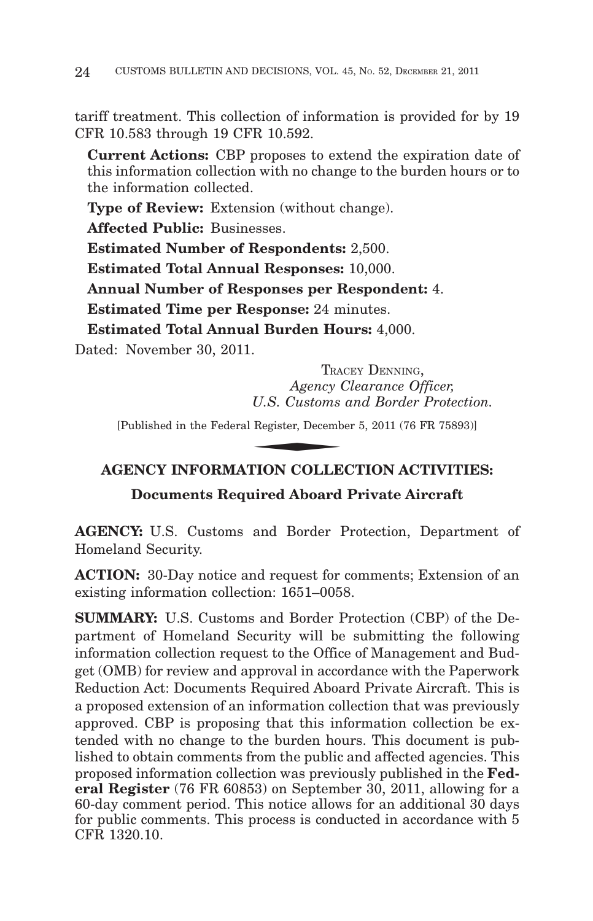tariff treatment. This collection of information is provided for by 19 CFR 10.583 through 19 CFR 10.592.

**Current Actions:** CBP proposes to extend the expiration date of this information collection with no change to the burden hours or to the information collected.

**Type of Review:** Extension (without change).

**Affected Public:** Businesses.

**Estimated Number of Respondents:** 2,500.

**Estimated Total Annual Responses:** 10,000.

**Annual Number of Responses per Respondent:** 4.

**Estimated Time per Response:** 24 minutes.

**Estimated Total Annual Burden Hours:** 4,000.

Dated: November 30, 2011.

TRACEY DENNING,
*Agency Clearance Officer,*
*U.S. Customs and Border Protection.*

[Published in the Federal Register, December 5, 2011 (76 FR 75893)]

## AGENCY INFORMATION COLLECTION ACTIVITIES:

### Documents Required Aboard Private Aircraft

**AGENCY:** U.S. Customs and Border Protection, Department of Homeland Security.

**ACTION:** 30-Day notice and request for comments; Extension of an existing information collection: 1651–0058.

**SUMMARY:** U.S. Customs and Border Protection (CBP) of the Department of Homeland Security will be submitting the following information collection request to the Office of Management and Budget (OMB) for review and approval in accordance with the Paperwork Reduction Act: Documents Required Aboard Private Aircraft. This is a proposed extension of an information collection that was previously approved. CBP is proposing that this information collection be extended with no change to the burden hours. This document is published to obtain comments from the public and affected agencies. This proposed information collection was previously published in the **Federal Register** (76 FR 60853) on September 30, 2011, allowing for a 60-day comment period. This notice allows for an additional 30 days for public comments. This process is conducted in accordance with 5 CFR 1320.10.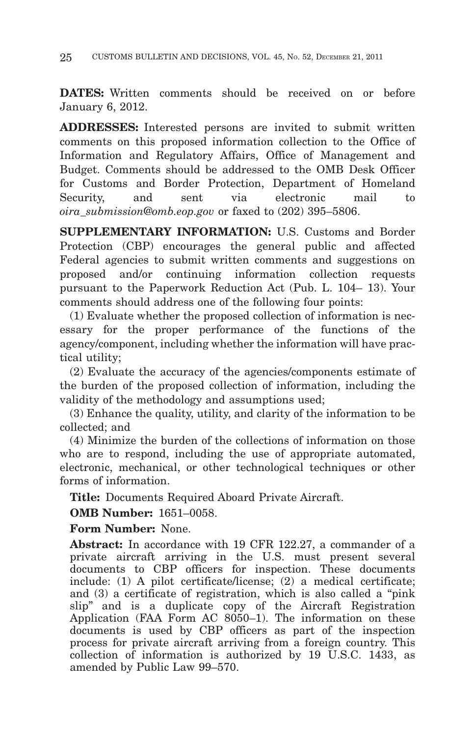**DATES:** Written comments should be received on or before January 6, 2012.

**ADDRESSES:** Interested persons are invited to submit written comments on this proposed information collection to the Office of Information and Regulatory Affairs, Office of Management and Budget. Comments should be addressed to the OMB Desk Officer for Customs and Border Protection, Department of Homeland Security, and sent via electronic mail to *oira_submission@omb.eop.gov* or faxed to (202) 395–5806.

**SUPPLEMENTARY INFORMATION:** U.S. Customs and Border Protection (CBP) encourages the general public and affected Federal agencies to submit written comments and suggestions on proposed and/or continuing information collection requests pursuant to the Paperwork Reduction Act (Pub. L. 104– 13). Your comments should address one of the following four points:

(1) Evaluate whether the proposed collection of information is necessary for the proper performance of the functions of the agency/component, including whether the information will have practical utility;

(2) Evaluate the accuracy of the agencies/components estimate of the burden of the proposed collection of information, including the validity of the methodology and assumptions used;

(3) Enhance the quality, utility, and clarity of the information to be collected; and

(4) Minimize the burden of the collections of information on those who are to respond, including the use of appropriate automated, electronic, mechanical, or other technological techniques or other forms of information.

**Title:** Documents Required Aboard Private Aircraft.

**OMB Number:** 1651–0058.

**Form Number:** None.

**Abstract:** In accordance with 19 CFR 122.27, a commander of a private aircraft arriving in the U.S. must present several documents to CBP officers for inspection. These documents include: (1) A pilot certificate/license; (2) a medical certificate; and (3) a certificate of registration, which is also called a "pink slip" and is a duplicate copy of the Aircraft Registration Application (FAA Form AC 8050–1). The information on these documents is used by CBP officers as part of the inspection process for private aircraft arriving from a foreign country. This collection of information is authorized by 19 U.S.C. 1433, as amended by Public Law 99–570.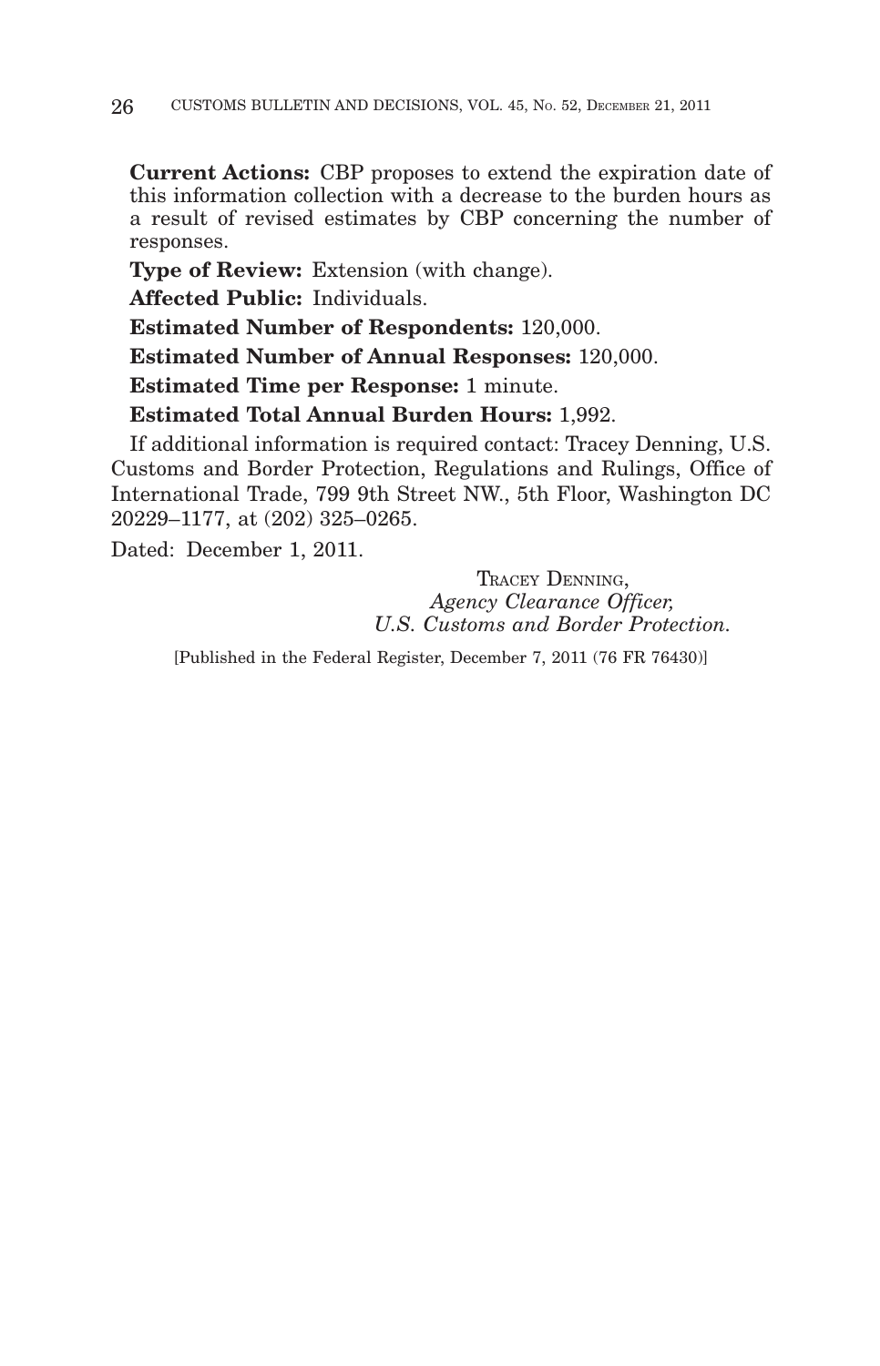**Current Actions:** CBP proposes to extend the expiration date of this information collection with a decrease to the burden hours as a result of revised estimates by CBP concerning the number of responses.

**Type of Review:** Extension (with change).

**Affected Public:** Individuals.

**Estimated Number of Respondents:** 120,000.

**Estimated Number of Annual Responses:** 120,000.

**Estimated Time per Response:** 1 minute.

**Estimated Total Annual Burden Hours:** 1,992.

If additional information is required contact: Tracey Denning, U.S. Customs and Border Protection, Regulations and Rulings, Office of International Trade, 799 9th Street NW., 5th Floor, Washington DC 20229–1177, at (202) 325–0265.

Dated: December 1, 2011.

TRACEY DENNING,
*Agency Clearance Officer,*
*U.S. Customs and Border Protection.*

[Published in the Federal Register, December 7, 2011 (76 FR 76430)]